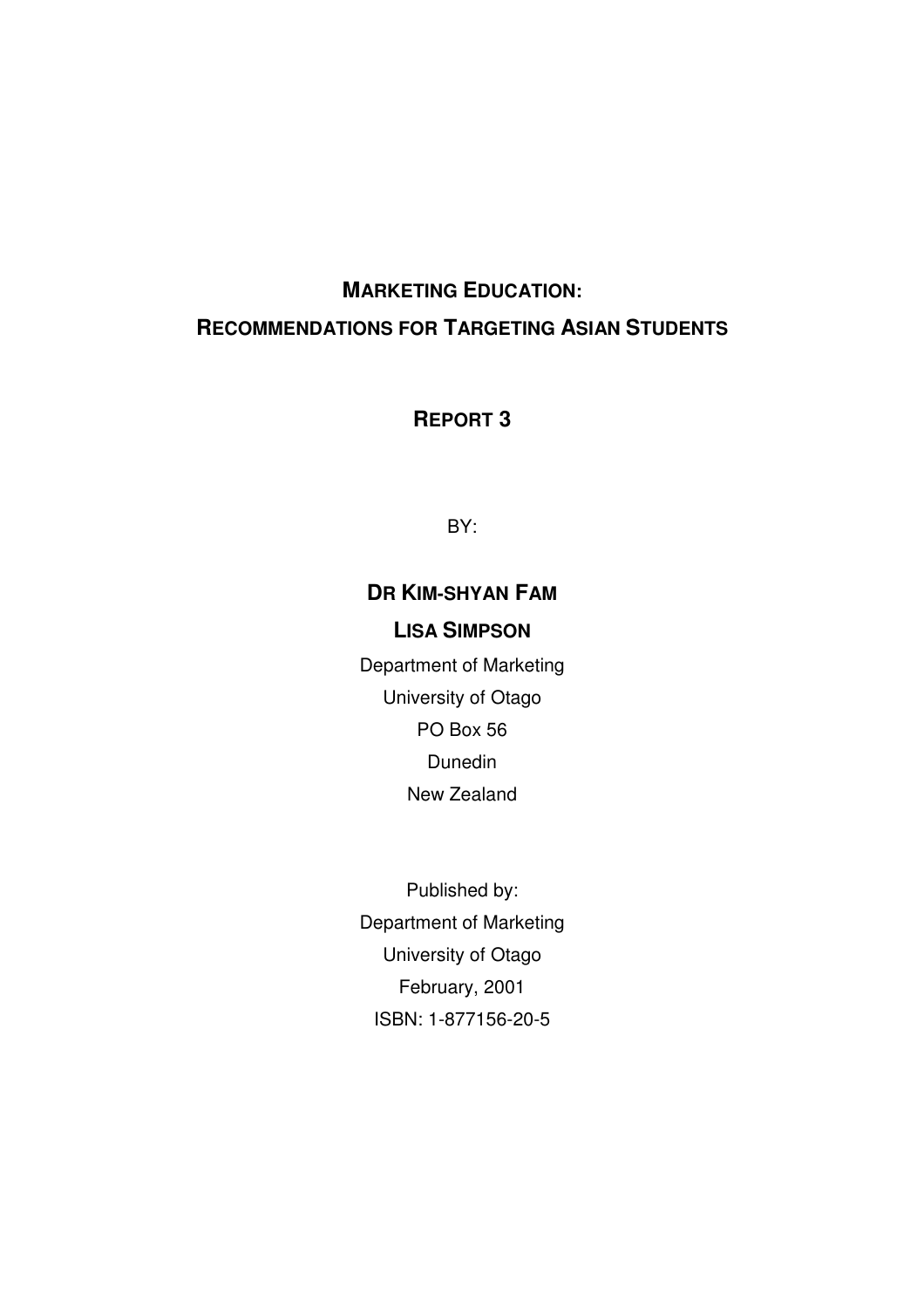# MARKETING EDUCATION:
# RECOMMENDATIONS FOR TARGETING ASIAN STUDENTS

## REPORT 3

BY:

**DR KIM-SHYAN FAM**

**LISA SIMPSON**

Department of Marketing
University of Otago
PO Box 56
Dunedin
New Zealand

Published by:
Department of Marketing
University of Otago
February, 2001
ISBN: 1-877156-20-5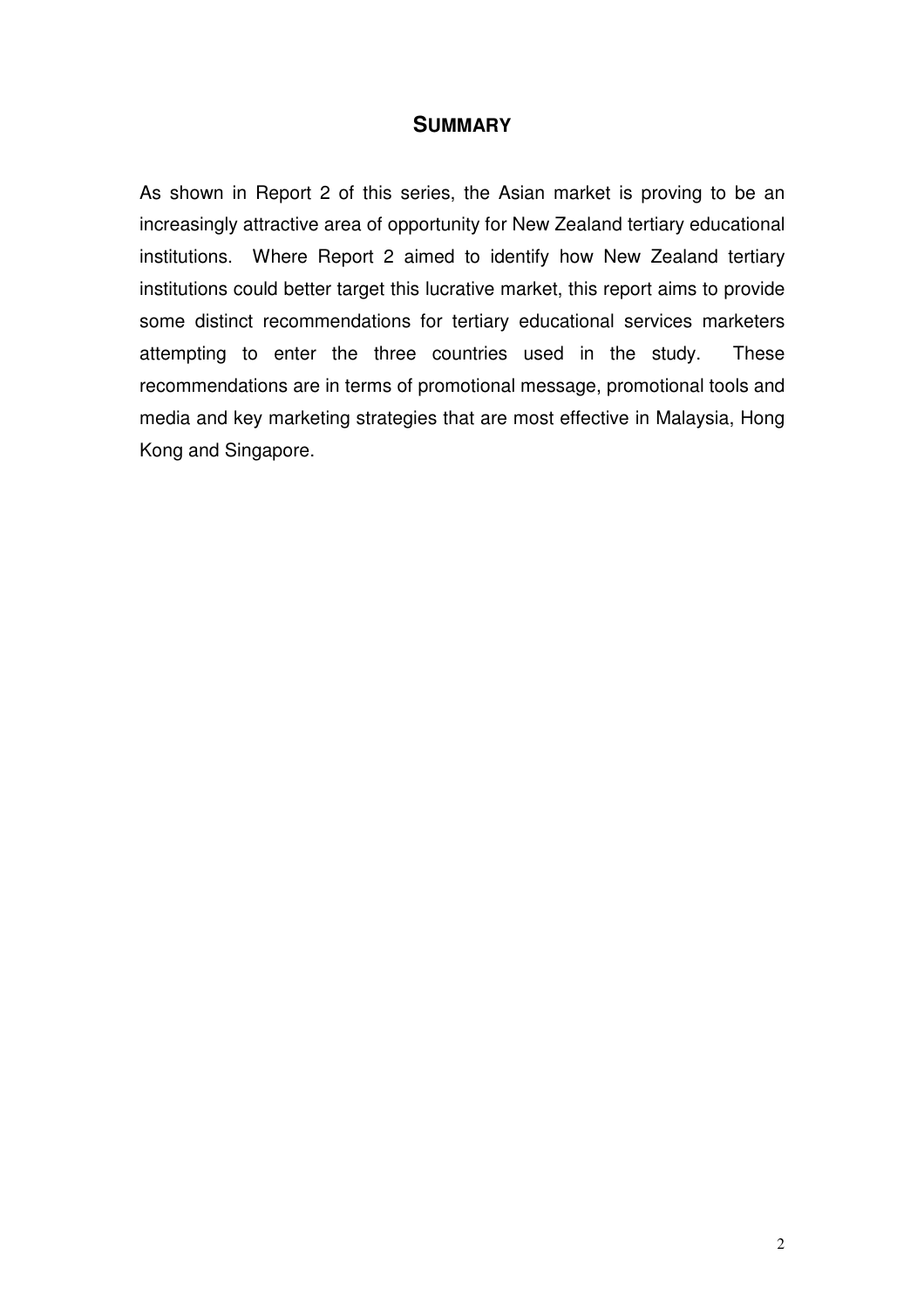## SUMMARY

As shown in Report 2 of this series, the Asian market is proving to be an increasingly attractive area of opportunity for New Zealand tertiary educational institutions. Where Report 2 aimed to identify how New Zealand tertiary institutions could better target this lucrative market, this report aims to provide some distinct recommendations for tertiary educational services marketers attempting to enter the three countries used in the study. These recommendations are in terms of promotional message, promotional tools and media and key marketing strategies that are most effective in Malaysia, Hong Kong and Singapore.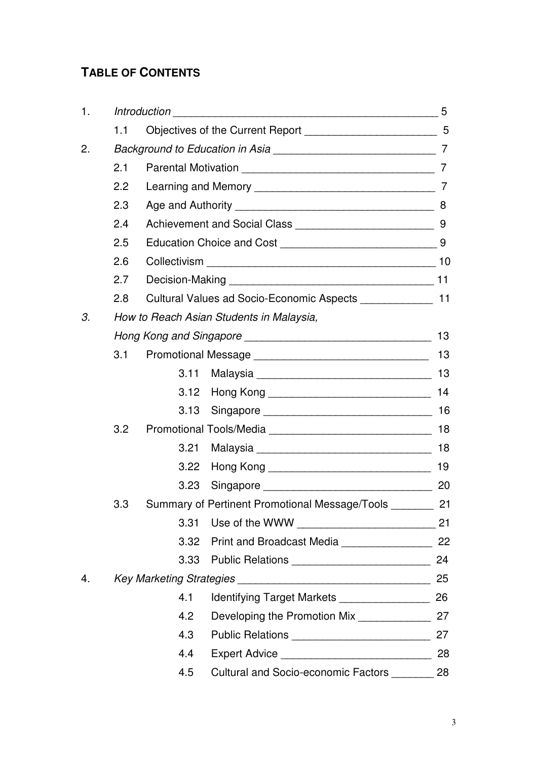## TABLE OF CONTENTS

1. *Introduction* ____________________________________________ 5
   - 1.1 Objectives of the Current Report ______________________ 5
2. *Background to Education in Asia* ___________________________ 7
   - 2.1 Parental Motivation _______________________________ 7
   - 2.2 Learning and Memory _____________________________ 7
   - 2.3 Age and Authority ________________________________ 8
   - 2.4 Achievement and Social Class _______________________ 9
   - 2.5 Education Choice and Cost _________________________ 9
   - 2.6 Collectivism _____________________________________ 10
   - 2.7 Decision-Making _________________________________ 11
   - 2.8 Cultural Values ad Socio-Economic Aspects ____________ 11
3. *How to Reach Asian Students in Malaysia, Hong Kong and Singapore* _______________________________ 13
   - 3.1 Promotional Message _____________________________ 13
     - 3.11 Malaysia _____________________________ 13
     - 3.12 Hong Kong ___________________________ 14
     - 3.13 Singapore ____________________________ 16
   - 3.2 Promotional Tools/Media __________________________ 18
     - 3.21 Malaysia _____________________________ 18
     - 3.22 Hong Kong ___________________________ 19
     - 3.23 Singapore ____________________________ 20
   - 3.3 Summary of Pertinent Promotional Message/Tools _______ 21
     - 3.31 Use of the WWW _______________________ 21
     - 3.32 Print and Broadcast Media _______________ 22
     - 3.33 Public Relations _______________________ 24
4. *Key Marketing Strategies* ________________________________ 25
   - 4.1 Identifying Target Markets _______________ 26
   - 4.2 Developing the Promotion Mix ____________ 27
   - 4.3 Public Relations _______________________ 27
   - 4.4 Expert Advice _________________________ 28
   - 4.5 Cultural and Socio-economic Factors _______ 28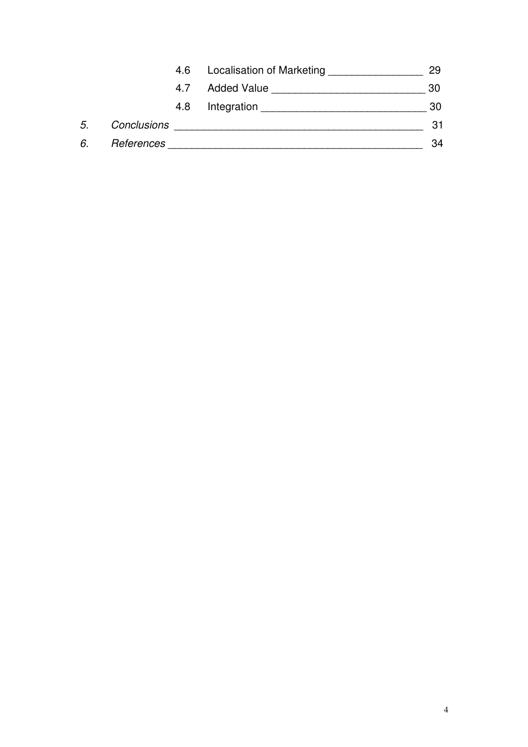4.6 Localisation of Marketing ________________ 29

4.7 Added Value __________________________ 30

4.8 Integration ____________________________ 30

*5. Conclusions* ___________________________________________ 31

*6. References* ____________________________________________ 34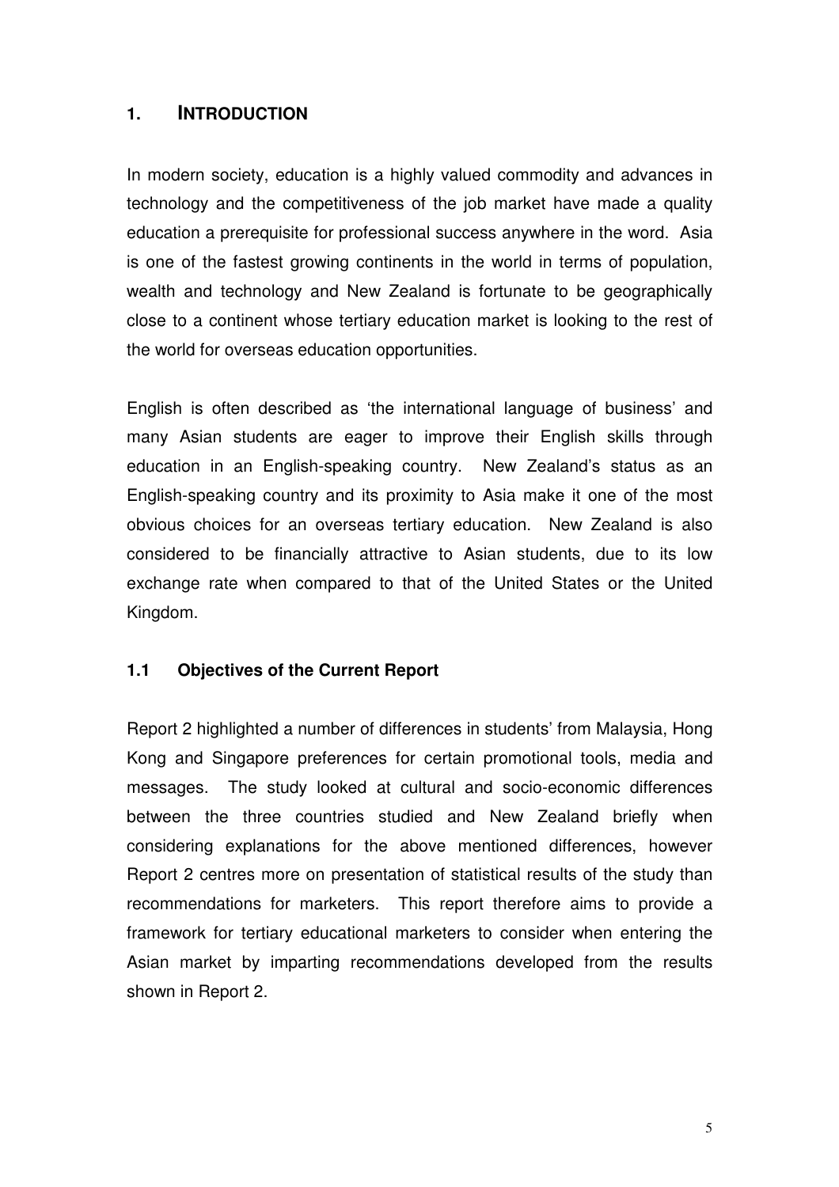## 1. INTRODUCTION

In modern society, education is a highly valued commodity and advances in technology and the competitiveness of the job market have made a quality education a prerequisite for professional success anywhere in the word. Asia is one of the fastest growing continents in the world in terms of population, wealth and technology and New Zealand is fortunate to be geographically close to a continent whose tertiary education market is looking to the rest of the world for overseas education opportunities.

English is often described as 'the international language of business' and many Asian students are eager to improve their English skills through education in an English-speaking country. New Zealand's status as an English-speaking country and its proximity to Asia make it one of the most obvious choices for an overseas tertiary education. New Zealand is also considered to be financially attractive to Asian students, due to its low exchange rate when compared to that of the United States or the United Kingdom.

### 1.1 Objectives of the Current Report

Report 2 highlighted a number of differences in students' from Malaysia, Hong Kong and Singapore preferences for certain promotional tools, media and messages. The study looked at cultural and socio-economic differences between the three countries studied and New Zealand briefly when considering explanations for the above mentioned differences, however Report 2 centres more on presentation of statistical results of the study than recommendations for marketers. This report therefore aims to provide a framework for tertiary educational marketers to consider when entering the Asian market by imparting recommendations developed from the results shown in Report 2.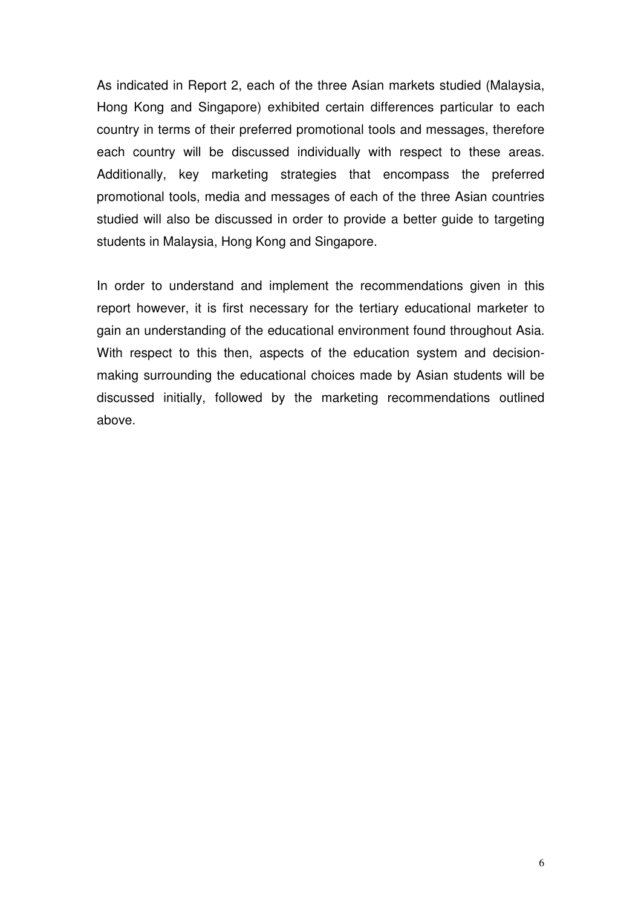As indicated in Report 2, each of the three Asian markets studied (Malaysia, Hong Kong and Singapore) exhibited certain differences particular to each country in terms of their preferred promotional tools and messages, therefore each country will be discussed individually with respect to these areas. Additionally, key marketing strategies that encompass the preferred promotional tools, media and messages of each of the three Asian countries studied will also be discussed in order to provide a better guide to targeting students in Malaysia, Hong Kong and Singapore.

In order to understand and implement the recommendations given in this report however, it is first necessary for the tertiary educational marketer to gain an understanding of the educational environment found throughout Asia. With respect to this then, aspects of the education system and decision-making surrounding the educational choices made by Asian students will be discussed initially, followed by the marketing recommendations outlined above.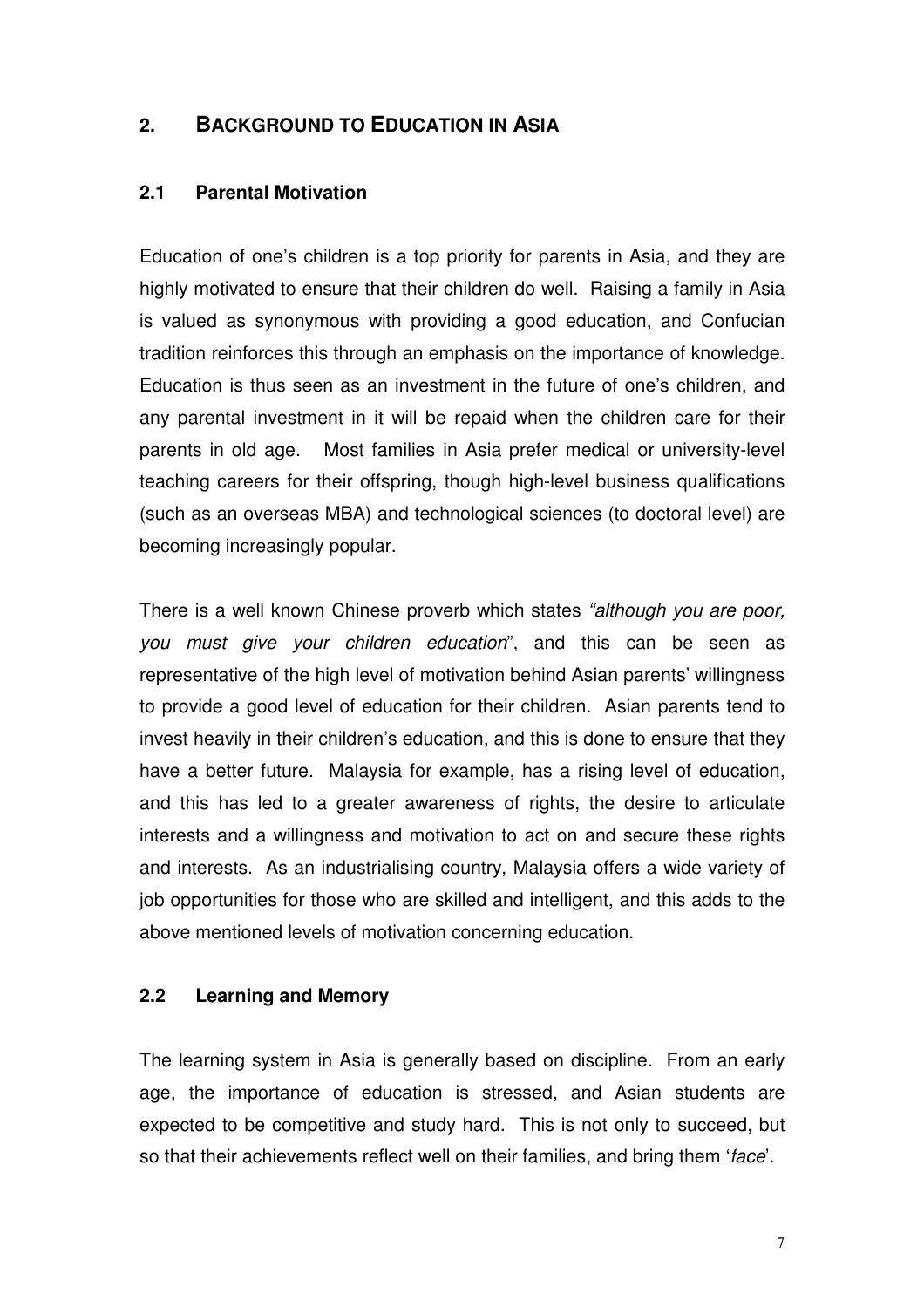## 2. BACKGROUND TO EDUCATION IN ASIA

### 2.1 Parental Motivation

Education of one's children is a top priority for parents in Asia, and they are highly motivated to ensure that their children do well. Raising a family in Asia is valued as synonymous with providing a good education, and Confucian tradition reinforces this through an emphasis on the importance of knowledge. Education is thus seen as an investment in the future of one's children, and any parental investment in it will be repaid when the children care for their parents in old age. Most families in Asia prefer medical or university-level teaching careers for their offspring, though high-level business qualifications (such as an overseas MBA) and technological sciences (to doctoral level) are becoming increasingly popular.

There is a well known Chinese proverb which states *"although you are poor, you must give your children education*", and this can be seen as representative of the high level of motivation behind Asian parents' willingness to provide a good level of education for their children. Asian parents tend to invest heavily in their children's education, and this is done to ensure that they have a better future. Malaysia for example, has a rising level of education, and this has led to a greater awareness of rights, the desire to articulate interests and a willingness and motivation to act on and secure these rights and interests. As an industrialising country, Malaysia offers a wide variety of job opportunities for those who are skilled and intelligent, and this adds to the above mentioned levels of motivation concerning education.

### 2.2 Learning and Memory

The learning system in Asia is generally based on discipline. From an early age, the importance of education is stressed, and Asian students are expected to be competitive and study hard. This is not only to succeed, but so that their achievements reflect well on their families, and bring them '*face*'.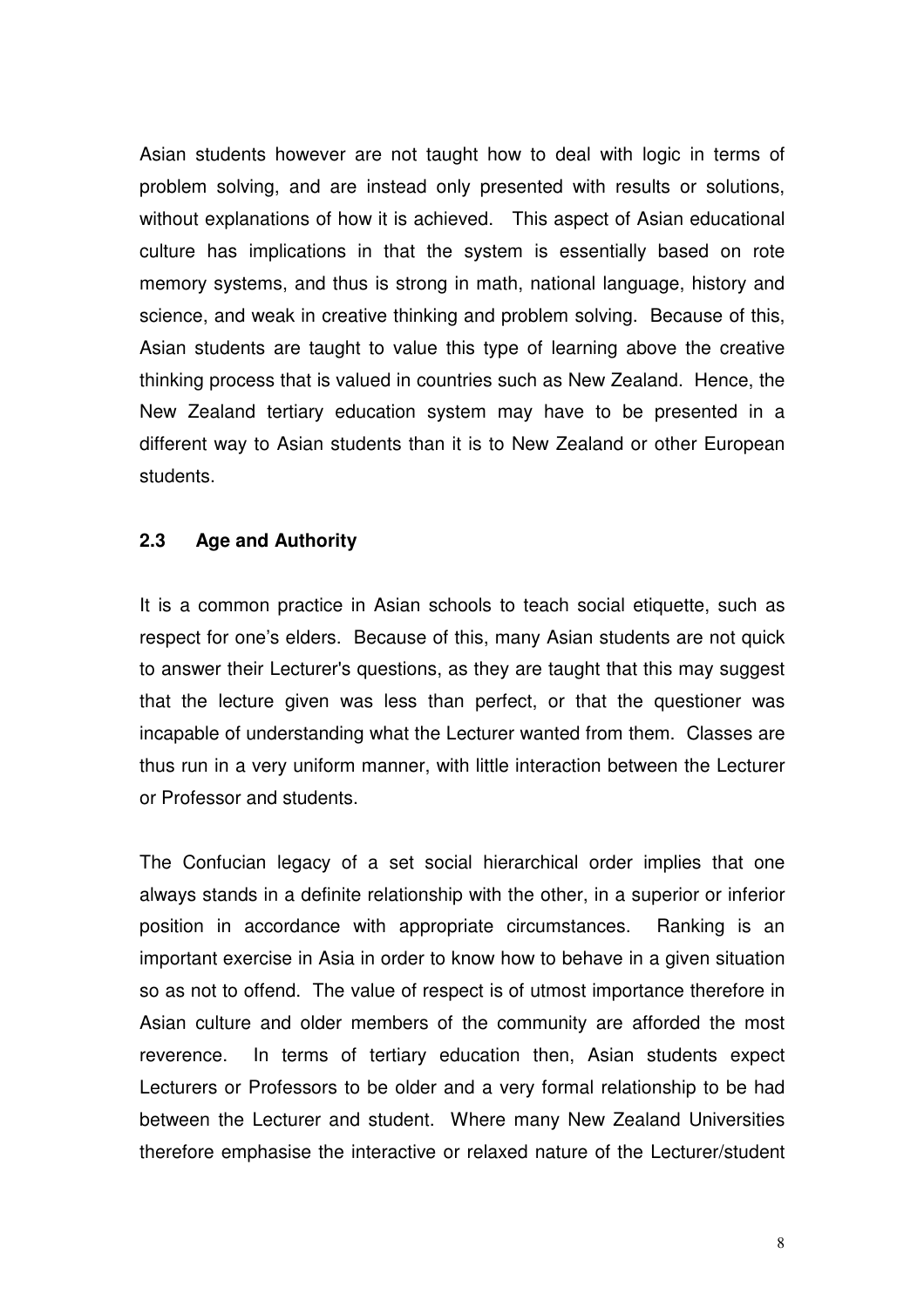Asian students however are not taught how to deal with logic in terms of problem solving, and are instead only presented with results or solutions, without explanations of how it is achieved. This aspect of Asian educational culture has implications in that the system is essentially based on rote memory systems, and thus is strong in math, national language, history and science, and weak in creative thinking and problem solving. Because of this, Asian students are taught to value this type of learning above the creative thinking process that is valued in countries such as New Zealand. Hence, the New Zealand tertiary education system may have to be presented in a different way to Asian students than it is to New Zealand or other European students.

### 2.3 Age and Authority

It is a common practice in Asian schools to teach social etiquette, such as respect for one's elders. Because of this, many Asian students are not quick to answer their Lecturer's questions, as they are taught that this may suggest that the lecture given was less than perfect, or that the questioner was incapable of understanding what the Lecturer wanted from them. Classes are thus run in a very uniform manner, with little interaction between the Lecturer or Professor and students.

The Confucian legacy of a set social hierarchical order implies that one always stands in a definite relationship with the other, in a superior or inferior position in accordance with appropriate circumstances. Ranking is an important exercise in Asia in order to know how to behave in a given situation so as not to offend. The value of respect is of utmost importance therefore in Asian culture and older members of the community are afforded the most reverence. In terms of tertiary education then, Asian students expect Lecturers or Professors to be older and a very formal relationship to be had between the Lecturer and student. Where many New Zealand Universities therefore emphasise the interactive or relaxed nature of the Lecturer/student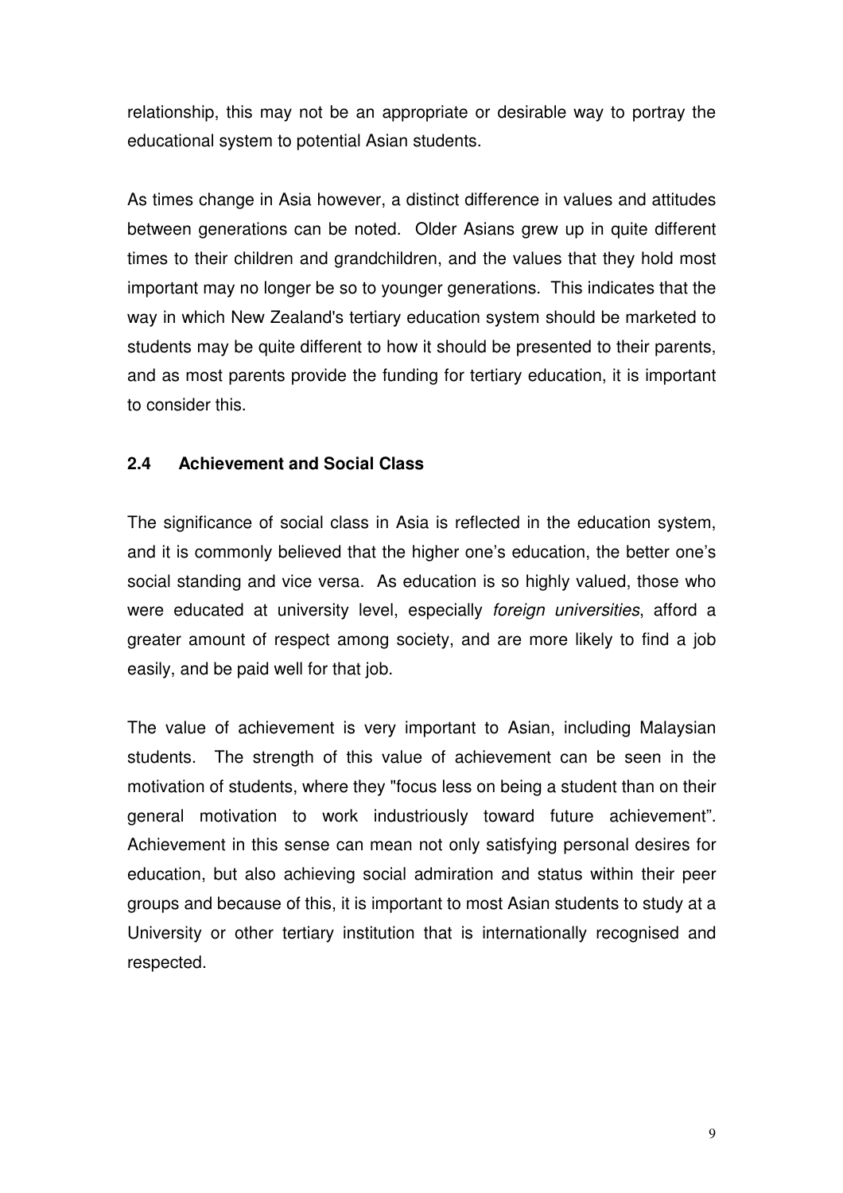relationship, this may not be an appropriate or desirable way to portray the educational system to potential Asian students.

As times change in Asia however, a distinct difference in values and attitudes between generations can be noted. Older Asians grew up in quite different times to their children and grandchildren, and the values that they hold most important may no longer be so to younger generations. This indicates that the way in which New Zealand's tertiary education system should be marketed to students may be quite different to how it should be presented to their parents, and as most parents provide the funding for tertiary education, it is important to consider this.

### 2.4 Achievement and Social Class

The significance of social class in Asia is reflected in the education system, and it is commonly believed that the higher one's education, the better one's social standing and vice versa. As education is so highly valued, those who were educated at university level, especially *foreign universities*, afford a greater amount of respect among society, and are more likely to find a job easily, and be paid well for that job.

The value of achievement is very important to Asian, including Malaysian students. The strength of this value of achievement can be seen in the motivation of students, where they "focus less on being a student than on their general motivation to work industriously toward future achievement". Achievement in this sense can mean not only satisfying personal desires for education, but also achieving social admiration and status within their peer groups and because of this, it is important to most Asian students to study at a University or other tertiary institution that is internationally recognised and respected.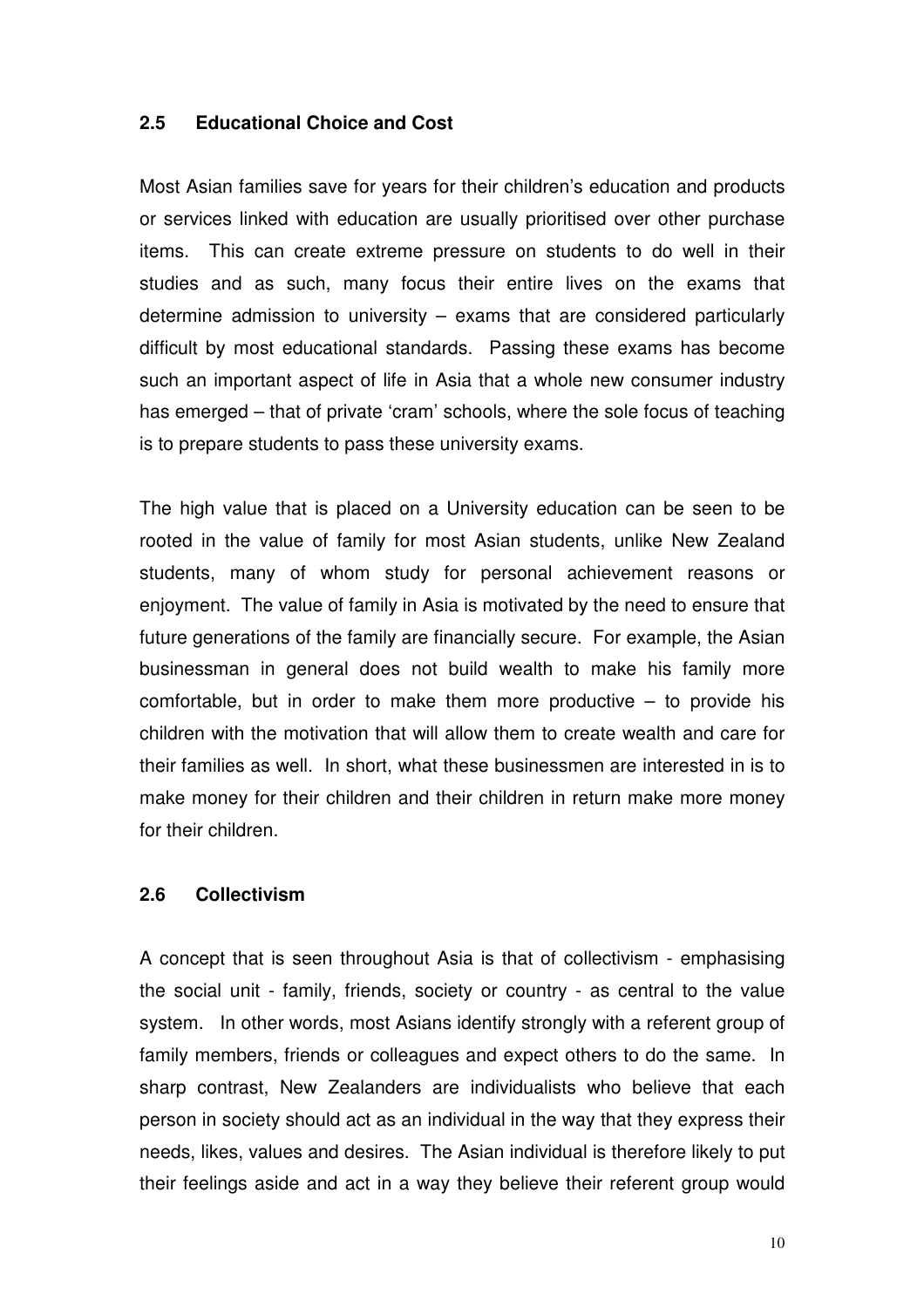### 2.5 Educational Choice and Cost

Most Asian families save for years for their children's education and products or services linked with education are usually prioritised over other purchase items. This can create extreme pressure on students to do well in their studies and as such, many focus their entire lives on the exams that determine admission to university – exams that are considered particularly difficult by most educational standards. Passing these exams has become such an important aspect of life in Asia that a whole new consumer industry has emerged – that of private 'cram' schools, where the sole focus of teaching is to prepare students to pass these university exams.

The high value that is placed on a University education can be seen to be rooted in the value of family for most Asian students, unlike New Zealand students, many of whom study for personal achievement reasons or enjoyment. The value of family in Asia is motivated by the need to ensure that future generations of the family are financially secure. For example, the Asian businessman in general does not build wealth to make his family more comfortable, but in order to make them more productive – to provide his children with the motivation that will allow them to create wealth and care for their families as well. In short, what these businessmen are interested in is to make money for their children and their children in return make more money for their children.

### 2.6 Collectivism

A concept that is seen throughout Asia is that of collectivism - emphasising the social unit - family, friends, society or country - as central to the value system. In other words, most Asians identify strongly with a referent group of family members, friends or colleagues and expect others to do the same. In sharp contrast, New Zealanders are individualists who believe that each person in society should act as an individual in the way that they express their needs, likes, values and desires. The Asian individual is therefore likely to put their feelings aside and act in a way they believe their referent group would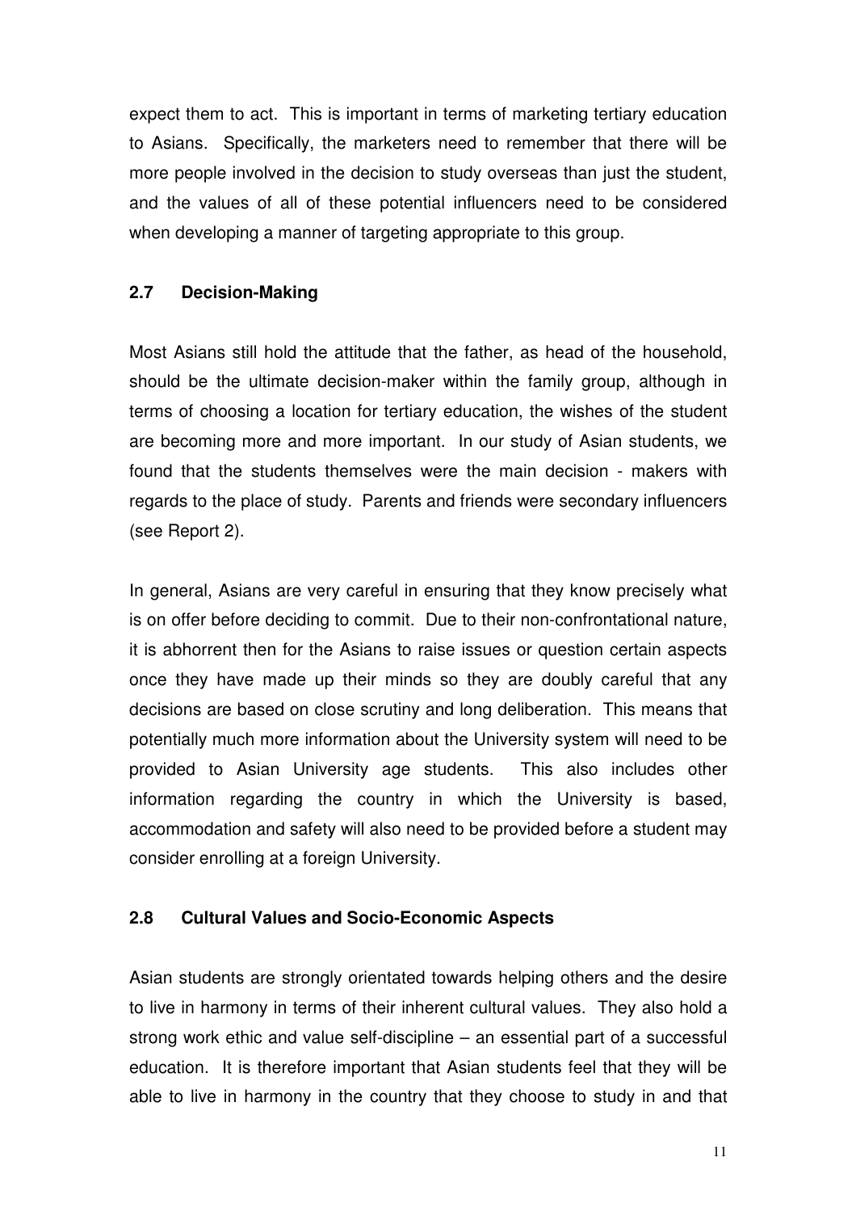expect them to act. This is important in terms of marketing tertiary education to Asians. Specifically, the marketers need to remember that there will be more people involved in the decision to study overseas than just the student, and the values of all of these potential influencers need to be considered when developing a manner of targeting appropriate to this group.

### 2.7 Decision-Making

Most Asians still hold the attitude that the father, as head of the household, should be the ultimate decision-maker within the family group, although in terms of choosing a location for tertiary education, the wishes of the student are becoming more and more important. In our study of Asian students, we found that the students themselves were the main decision - makers with regards to the place of study. Parents and friends were secondary influencers (see Report 2).

In general, Asians are very careful in ensuring that they know precisely what is on offer before deciding to commit. Due to their non-confrontational nature, it is abhorrent then for the Asians to raise issues or question certain aspects once they have made up their minds so they are doubly careful that any decisions are based on close scrutiny and long deliberation. This means that potentially much more information about the University system will need to be provided to Asian University age students. This also includes other information regarding the country in which the University is based, accommodation and safety will also need to be provided before a student may consider enrolling at a foreign University.

### 2.8 Cultural Values and Socio-Economic Aspects

Asian students are strongly orientated towards helping others and the desire to live in harmony in terms of their inherent cultural values. They also hold a strong work ethic and value self-discipline – an essential part of a successful education. It is therefore important that Asian students feel that they will be able to live in harmony in the country that they choose to study in and that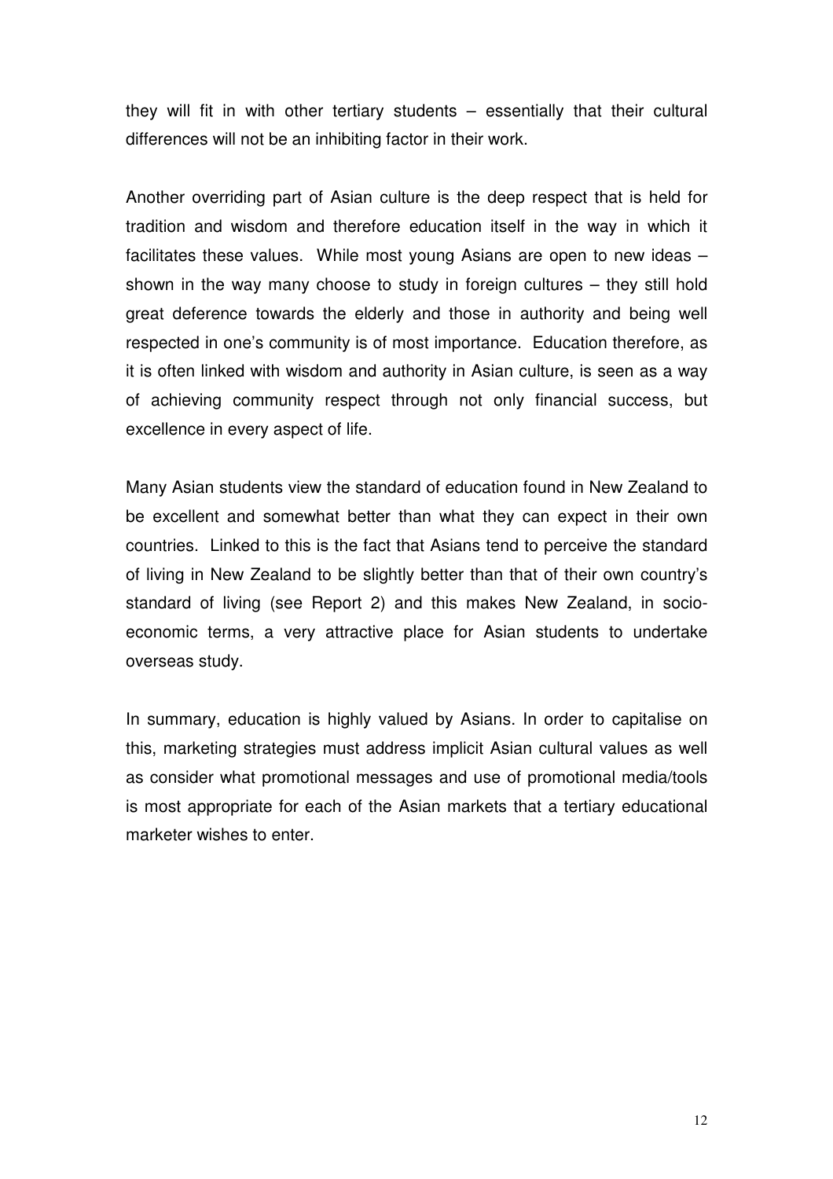they will fit in with other tertiary students – essentially that their cultural differences will not be an inhibiting factor in their work.

Another overriding part of Asian culture is the deep respect that is held for tradition and wisdom and therefore education itself in the way in which it facilitates these values. While most young Asians are open to new ideas – shown in the way many choose to study in foreign cultures – they still hold great deference towards the elderly and those in authority and being well respected in one's community is of most importance. Education therefore, as it is often linked with wisdom and authority in Asian culture, is seen as a way of achieving community respect through not only financial success, but excellence in every aspect of life.

Many Asian students view the standard of education found in New Zealand to be excellent and somewhat better than what they can expect in their own countries. Linked to this is the fact that Asians tend to perceive the standard of living in New Zealand to be slightly better than that of their own country's standard of living (see Report 2) and this makes New Zealand, in socio-economic terms, a very attractive place for Asian students to undertake overseas study.

In summary, education is highly valued by Asians. In order to capitalise on this, marketing strategies must address implicit Asian cultural values as well as consider what promotional messages and use of promotional media/tools is most appropriate for each of the Asian markets that a tertiary educational marketer wishes to enter.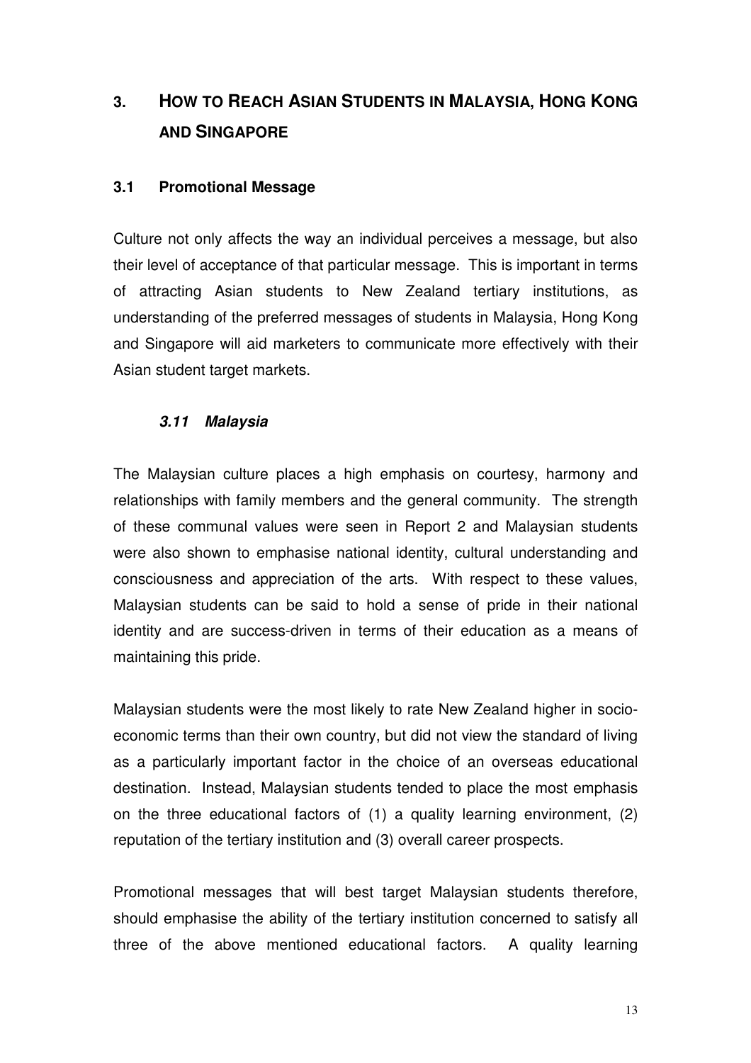## 3. HOW TO REACH ASIAN STUDENTS IN MALAYSIA, HONG KONG AND SINGAPORE

### 3.1 Promotional Message

Culture not only affects the way an individual perceives a message, but also their level of acceptance of that particular message. This is important in terms of attracting Asian students to New Zealand tertiary institutions, as understanding of the preferred messages of students in Malaysia, Hong Kong and Singapore will aid marketers to communicate more effectively with their Asian student target markets.

#### *3.11 Malaysia*

The Malaysian culture places a high emphasis on courtesy, harmony and relationships with family members and the general community. The strength of these communal values were seen in Report 2 and Malaysian students were also shown to emphasise national identity, cultural understanding and consciousness and appreciation of the arts. With respect to these values, Malaysian students can be said to hold a sense of pride in their national identity and are success-driven in terms of their education as a means of maintaining this pride.

Malaysian students were the most likely to rate New Zealand higher in socio-economic terms than their own country, but did not view the standard of living as a particularly important factor in the choice of an overseas educational destination. Instead, Malaysian students tended to place the most emphasis on the three educational factors of (1) a quality learning environment, (2) reputation of the tertiary institution and (3) overall career prospects.

Promotional messages that will best target Malaysian students therefore, should emphasise the ability of the tertiary institution concerned to satisfy all three of the above mentioned educational factors. A quality learning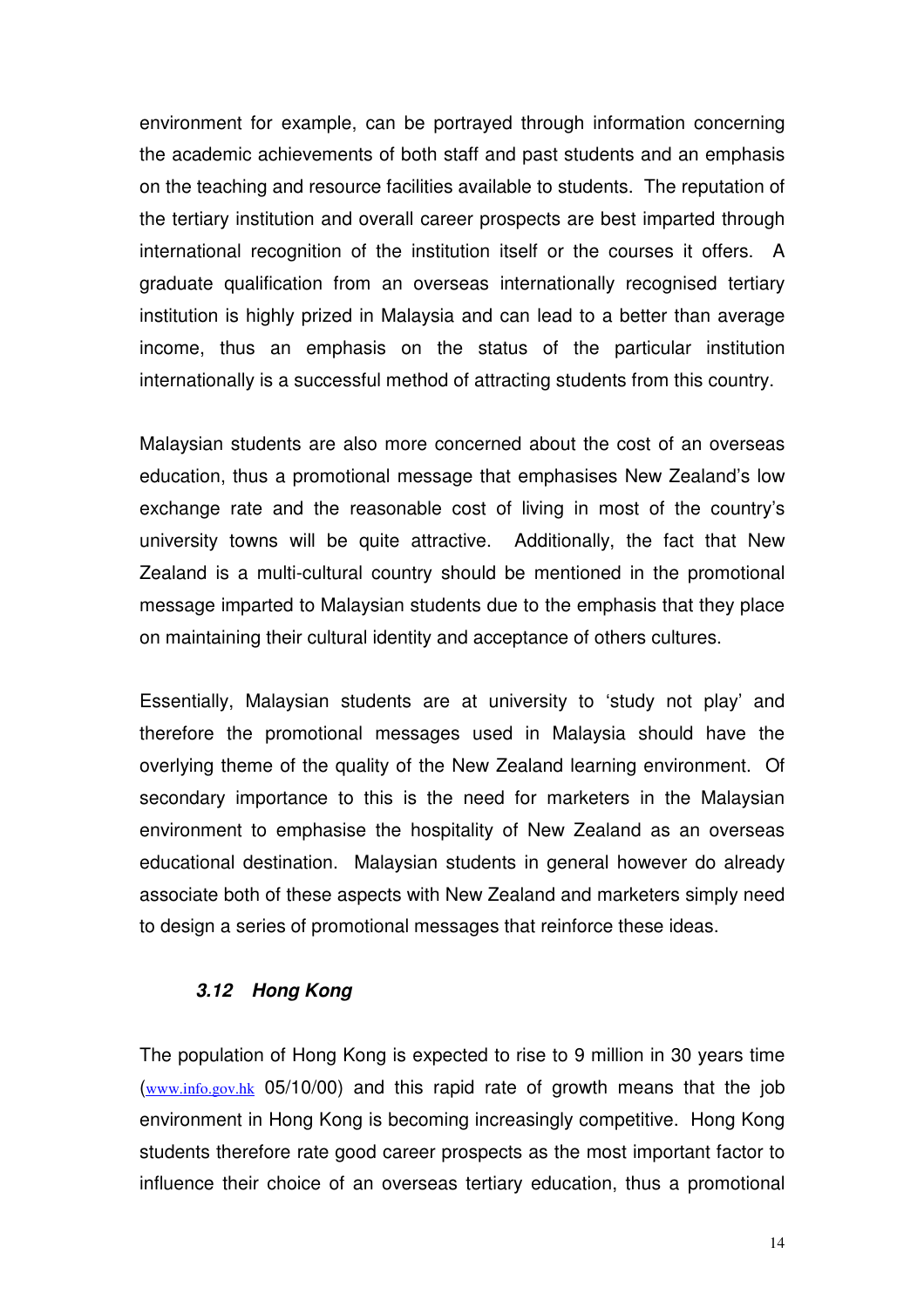environment for example, can be portrayed through information concerning the academic achievements of both staff and past students and an emphasis on the teaching and resource facilities available to students. The reputation of the tertiary institution and overall career prospects are best imparted through international recognition of the institution itself or the courses it offers. A graduate qualification from an overseas internationally recognised tertiary institution is highly prized in Malaysia and can lead to a better than average income, thus an emphasis on the status of the particular institution internationally is a successful method of attracting students from this country.

Malaysian students are also more concerned about the cost of an overseas education, thus a promotional message that emphasises New Zealand's low exchange rate and the reasonable cost of living in most of the country's university towns will be quite attractive. Additionally, the fact that New Zealand is a multi-cultural country should be mentioned in the promotional message imparted to Malaysian students due to the emphasis that they place on maintaining their cultural identity and acceptance of others cultures.

Essentially, Malaysian students are at university to 'study not play' and therefore the promotional messages used in Malaysia should have the overlying theme of the quality of the New Zealand learning environment. Of secondary importance to this is the need for marketers in the Malaysian environment to emphasise the hospitality of New Zealand as an overseas educational destination. Malaysian students in general however do already associate both of these aspects with New Zealand and marketers simply need to design a series of promotional messages that reinforce these ideas.

### *3.12 Hong Kong*

The population of Hong Kong is expected to rise to 9 million in 30 years time (www.info.gov.hk 05/10/00) and this rapid rate of growth means that the job environment in Hong Kong is becoming increasingly competitive. Hong Kong students therefore rate good career prospects as the most important factor to influence their choice of an overseas tertiary education, thus a promotional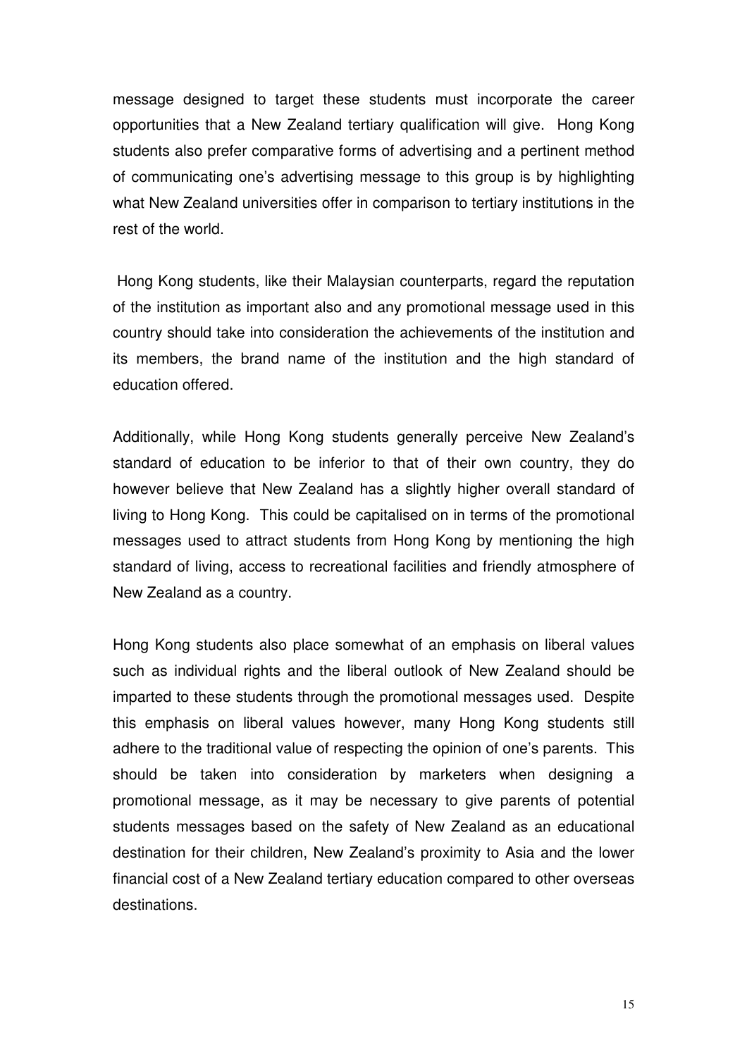message designed to target these students must incorporate the career opportunities that a New Zealand tertiary qualification will give. Hong Kong students also prefer comparative forms of advertising and a pertinent method of communicating one's advertising message to this group is by highlighting what New Zealand universities offer in comparison to tertiary institutions in the rest of the world.

Hong Kong students, like their Malaysian counterparts, regard the reputation of the institution as important also and any promotional message used in this country should take into consideration the achievements of the institution and its members, the brand name of the institution and the high standard of education offered.

Additionally, while Hong Kong students generally perceive New Zealand's standard of education to be inferior to that of their own country, they do however believe that New Zealand has a slightly higher overall standard of living to Hong Kong. This could be capitalised on in terms of the promotional messages used to attract students from Hong Kong by mentioning the high standard of living, access to recreational facilities and friendly atmosphere of New Zealand as a country.

Hong Kong students also place somewhat of an emphasis on liberal values such as individual rights and the liberal outlook of New Zealand should be imparted to these students through the promotional messages used. Despite this emphasis on liberal values however, many Hong Kong students still adhere to the traditional value of respecting the opinion of one's parents. This should be taken into consideration by marketers when designing a promotional message, as it may be necessary to give parents of potential students messages based on the safety of New Zealand as an educational destination for their children, New Zealand's proximity to Asia and the lower financial cost of a New Zealand tertiary education compared to other overseas destinations.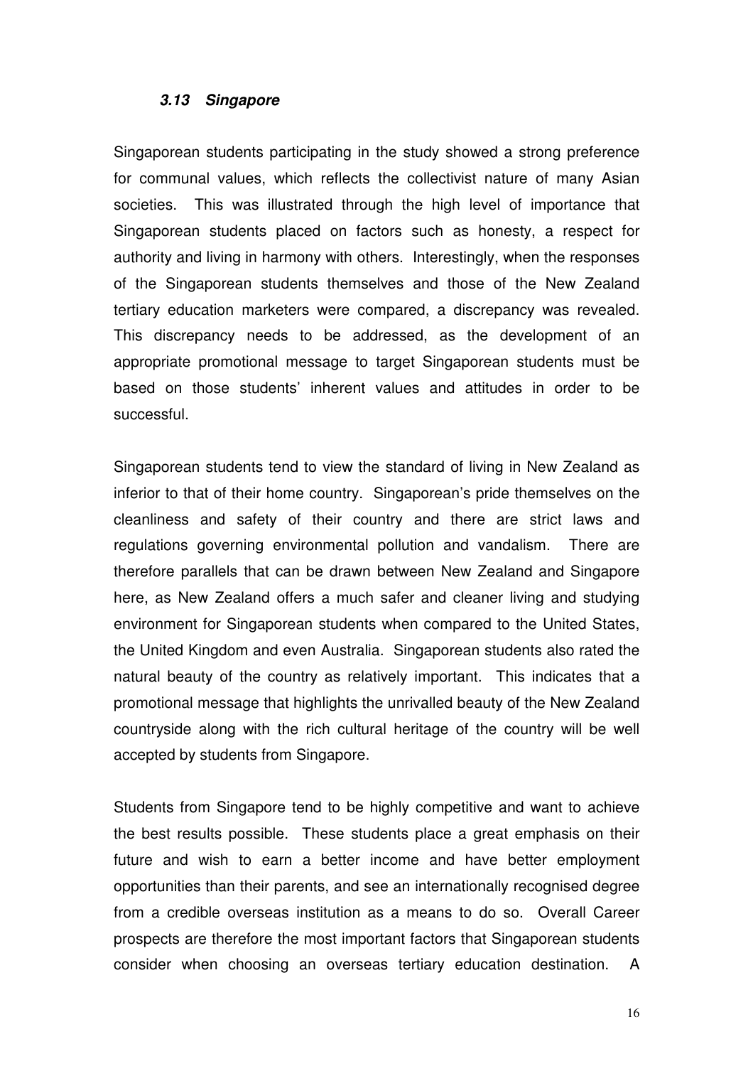### *3.13 Singapore*

Singaporean students participating in the study showed a strong preference for communal values, which reflects the collectivist nature of many Asian societies. This was illustrated through the high level of importance that Singaporean students placed on factors such as honesty, a respect for authority and living in harmony with others. Interestingly, when the responses of the Singaporean students themselves and those of the New Zealand tertiary education marketers were compared, a discrepancy was revealed. This discrepancy needs to be addressed, as the development of an appropriate promotional message to target Singaporean students must be based on those students' inherent values and attitudes in order to be successful.

Singaporean students tend to view the standard of living in New Zealand as inferior to that of their home country. Singaporean's pride themselves on the cleanliness and safety of their country and there are strict laws and regulations governing environmental pollution and vandalism. There are therefore parallels that can be drawn between New Zealand and Singapore here, as New Zealand offers a much safer and cleaner living and studying environment for Singaporean students when compared to the United States, the United Kingdom and even Australia. Singaporean students also rated the natural beauty of the country as relatively important. This indicates that a promotional message that highlights the unrivalled beauty of the New Zealand countryside along with the rich cultural heritage of the country will be well accepted by students from Singapore.

Students from Singapore tend to be highly competitive and want to achieve the best results possible. These students place a great emphasis on their future and wish to earn a better income and have better employment opportunities than their parents, and see an internationally recognised degree from a credible overseas institution as a means to do so. Overall Career prospects are therefore the most important factors that Singaporean students consider when choosing an overseas tertiary education destination. A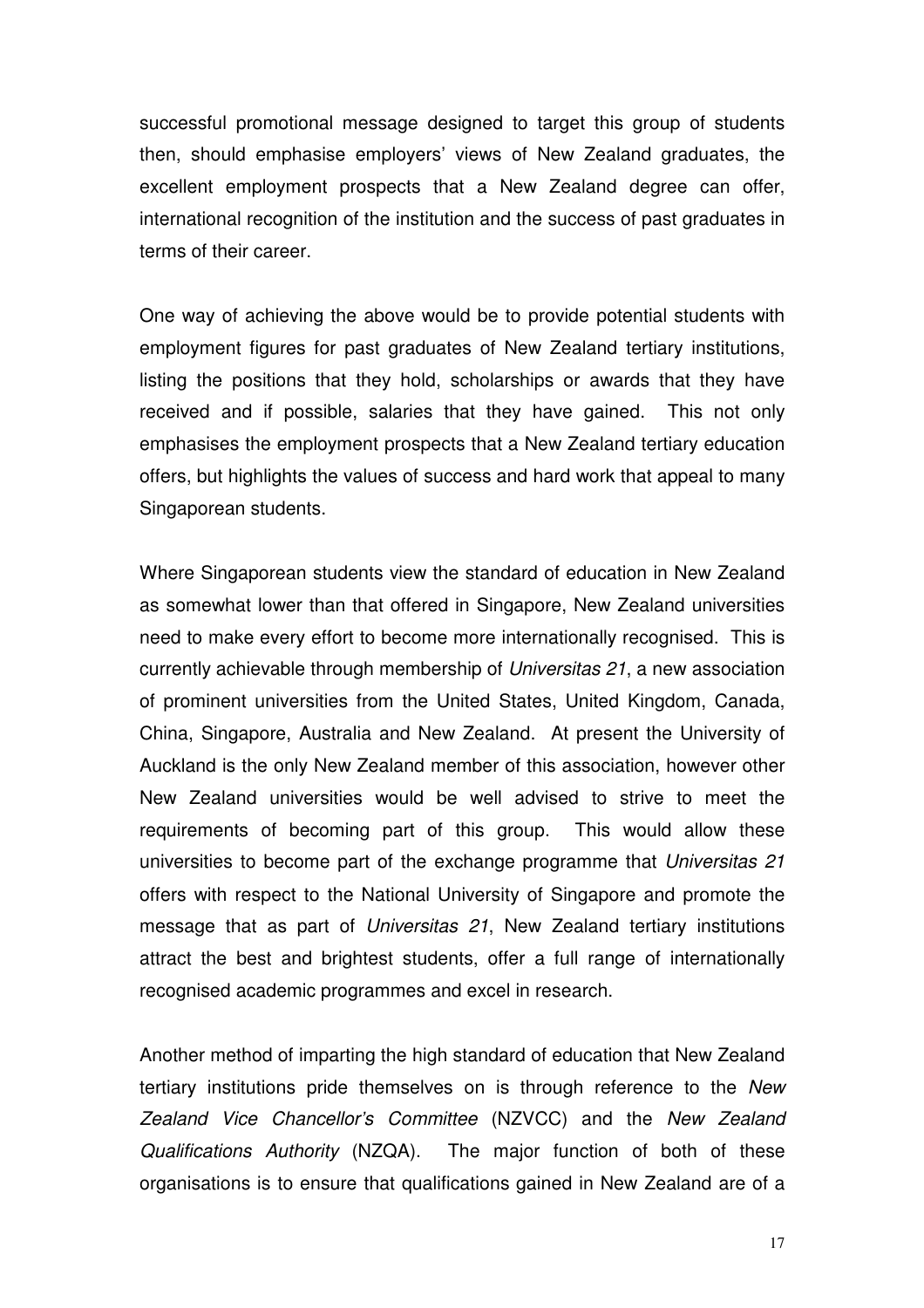successful promotional message designed to target this group of students then, should emphasise employers' views of New Zealand graduates, the excellent employment prospects that a New Zealand degree can offer, international recognition of the institution and the success of past graduates in terms of their career.

One way of achieving the above would be to provide potential students with employment figures for past graduates of New Zealand tertiary institutions, listing the positions that they hold, scholarships or awards that they have received and if possible, salaries that they have gained. This not only emphasises the employment prospects that a New Zealand tertiary education offers, but highlights the values of success and hard work that appeal to many Singaporean students.

Where Singaporean students view the standard of education in New Zealand as somewhat lower than that offered in Singapore, New Zealand universities need to make every effort to become more internationally recognised. This is currently achievable through membership of *Universitas 21*, a new association of prominent universities from the United States, United Kingdom, Canada, China, Singapore, Australia and New Zealand. At present the University of Auckland is the only New Zealand member of this association, however other New Zealand universities would be well advised to strive to meet the requirements of becoming part of this group. This would allow these universities to become part of the exchange programme that *Universitas 21* offers with respect to the National University of Singapore and promote the message that as part of *Universitas 21*, New Zealand tertiary institutions attract the best and brightest students, offer a full range of internationally recognised academic programmes and excel in research.

Another method of imparting the high standard of education that New Zealand tertiary institutions pride themselves on is through reference to the *New Zealand Vice Chancellor's Committee* (NZVCC) and the *New Zealand Qualifications Authority* (NZQA). The major function of both of these organisations is to ensure that qualifications gained in New Zealand are of a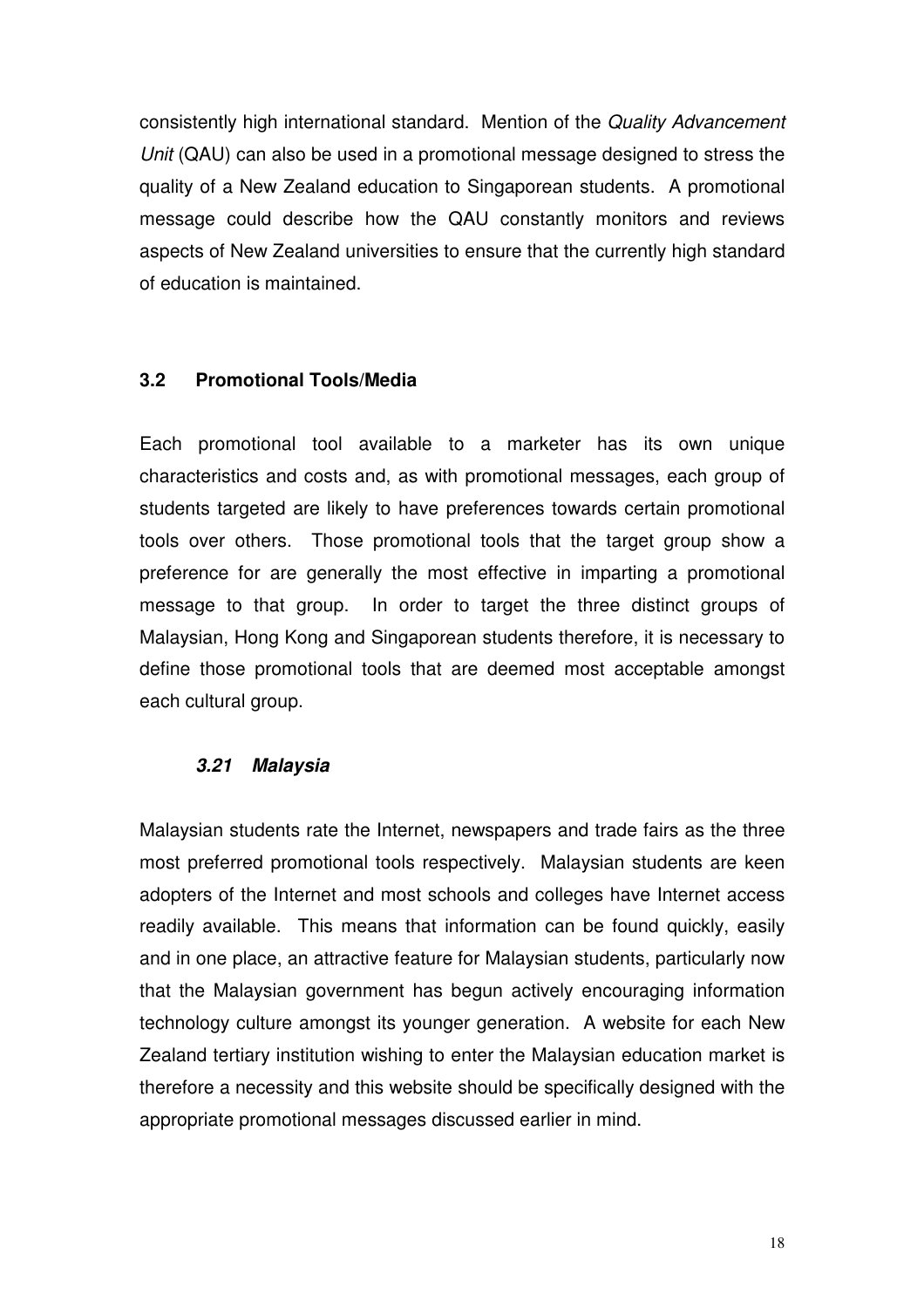consistently high international standard. Mention of the *Quality Advancement Unit* (QAU) can also be used in a promotional message designed to stress the quality of a New Zealand education to Singaporean students. A promotional message could describe how the QAU constantly monitors and reviews aspects of New Zealand universities to ensure that the currently high standard of education is maintained.

## 3.2 Promotional Tools/Media

Each promotional tool available to a marketer has its own unique characteristics and costs and, as with promotional messages, each group of students targeted are likely to have preferences towards certain promotional tools over others. Those promotional tools that the target group show a preference for are generally the most effective in imparting a promotional message to that group. In order to target the three distinct groups of Malaysian, Hong Kong and Singaporean students therefore, it is necessary to define those promotional tools that are deemed most acceptable amongst each cultural group.

### *3.21 Malaysia*

Malaysian students rate the Internet, newspapers and trade fairs as the three most preferred promotional tools respectively. Malaysian students are keen adopters of the Internet and most schools and colleges have Internet access readily available. This means that information can be found quickly, easily and in one place, an attractive feature for Malaysian students, particularly now that the Malaysian government has begun actively encouraging information technology culture amongst its younger generation. A website for each New Zealand tertiary institution wishing to enter the Malaysian education market is therefore a necessity and this website should be specifically designed with the appropriate promotional messages discussed earlier in mind.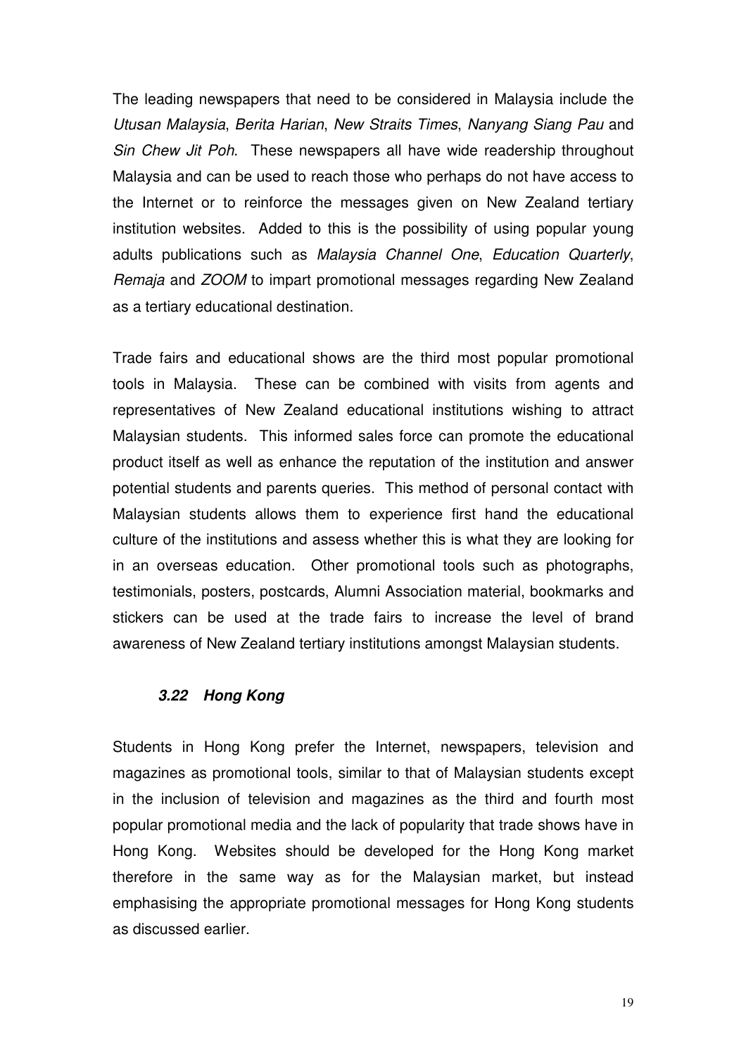The leading newspapers that need to be considered in Malaysia include the *Utusan Malaysia*, *Berita Harian*, *New Straits Times*, *Nanyang Siang Pau* and *Sin Chew Jit Poh*. These newspapers all have wide readership throughout Malaysia and can be used to reach those who perhaps do not have access to the Internet or to reinforce the messages given on New Zealand tertiary institution websites. Added to this is the possibility of using popular young adults publications such as *Malaysia Channel One*, *Education Quarterly*, *Remaja* and *ZOOM* to impart promotional messages regarding New Zealand as a tertiary educational destination.

Trade fairs and educational shows are the third most popular promotional tools in Malaysia. These can be combined with visits from agents and representatives of New Zealand educational institutions wishing to attract Malaysian students. This informed sales force can promote the educational product itself as well as enhance the reputation of the institution and answer potential students and parents queries. This method of personal contact with Malaysian students allows them to experience first hand the educational culture of the institutions and assess whether this is what they are looking for in an overseas education. Other promotional tools such as photographs, testimonials, posters, postcards, Alumni Association material, bookmarks and stickers can be used at the trade fairs to increase the level of brand awareness of New Zealand tertiary institutions amongst Malaysian students.

### *3.22 Hong Kong*

Students in Hong Kong prefer the Internet, newspapers, television and magazines as promotional tools, similar to that of Malaysian students except in the inclusion of television and magazines as the third and fourth most popular promotional media and the lack of popularity that trade shows have in Hong Kong. Websites should be developed for the Hong Kong market therefore in the same way as for the Malaysian market, but instead emphasising the appropriate promotional messages for Hong Kong students as discussed earlier.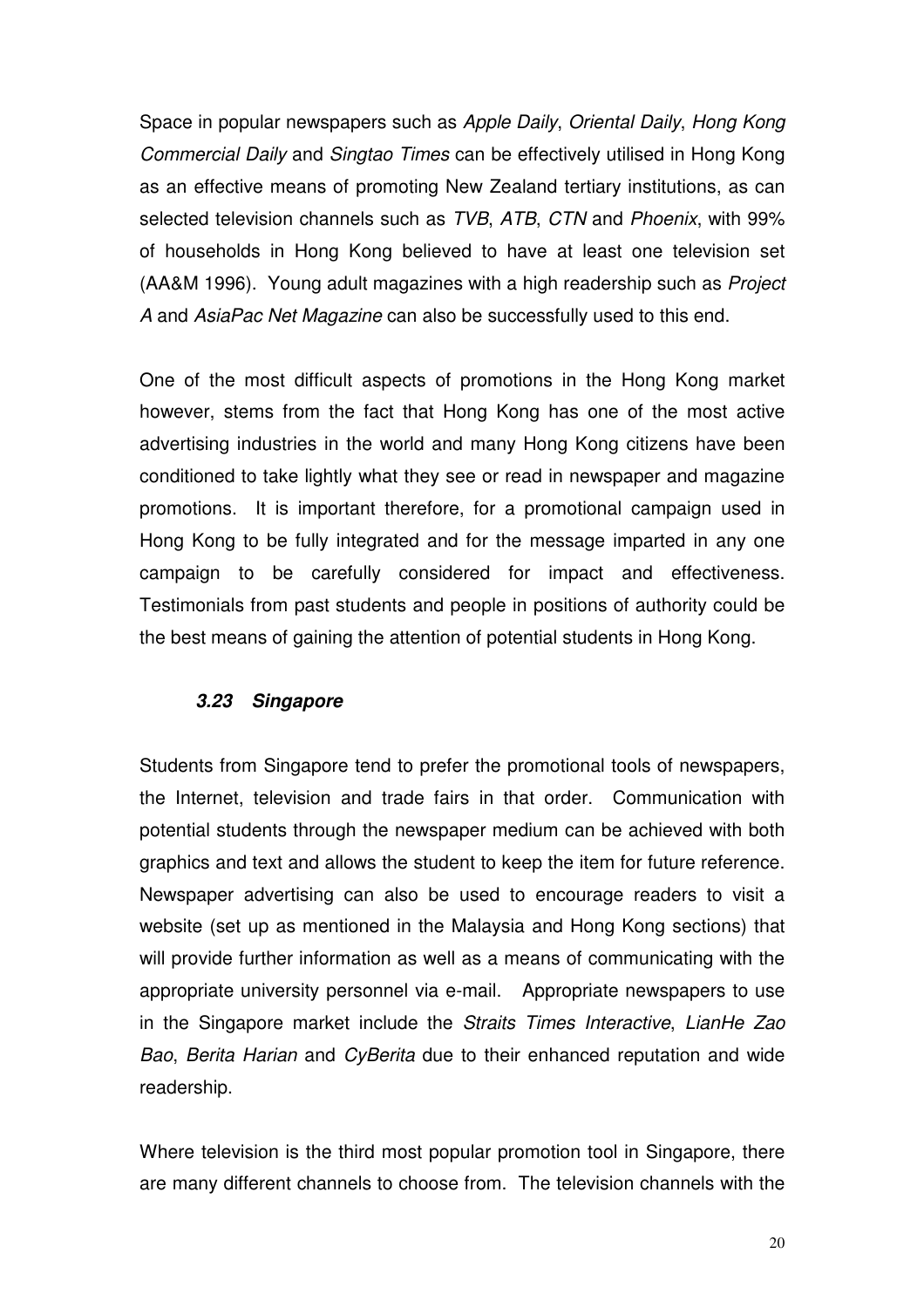Space in popular newspapers such as *Apple Daily*, *Oriental Daily*, *Hong Kong Commercial Daily* and *Singtao Times* can be effectively utilised in Hong Kong as an effective means of promoting New Zealand tertiary institutions, as can selected television channels such as *TVB*, *ATB*, *CTN* and *Phoenix*, with 99% of households in Hong Kong believed to have at least one television set (AA&M 1996). Young adult magazines with a high readership such as *Project A* and *AsiaPac Net Magazine* can also be successfully used to this end.

One of the most difficult aspects of promotions in the Hong Kong market however, stems from the fact that Hong Kong has one of the most active advertising industries in the world and many Hong Kong citizens have been conditioned to take lightly what they see or read in newspaper and magazine promotions. It is important therefore, for a promotional campaign used in Hong Kong to be fully integrated and for the message imparted in any one campaign to be carefully considered for impact and effectiveness. Testimonials from past students and people in positions of authority could be the best means of gaining the attention of potential students in Hong Kong.

### *3.23 Singapore*

Students from Singapore tend to prefer the promotional tools of newspapers, the Internet, television and trade fairs in that order. Communication with potential students through the newspaper medium can be achieved with both graphics and text and allows the student to keep the item for future reference. Newspaper advertising can also be used to encourage readers to visit a website (set up as mentioned in the Malaysia and Hong Kong sections) that will provide further information as well as a means of communicating with the appropriate university personnel via e-mail. Appropriate newspapers to use in the Singapore market include the *Straits Times Interactive*, *LianHe Zao Bao*, *Berita Harian* and *CyBerita* due to their enhanced reputation and wide readership.

Where television is the third most popular promotion tool in Singapore, there are many different channels to choose from. The television channels with the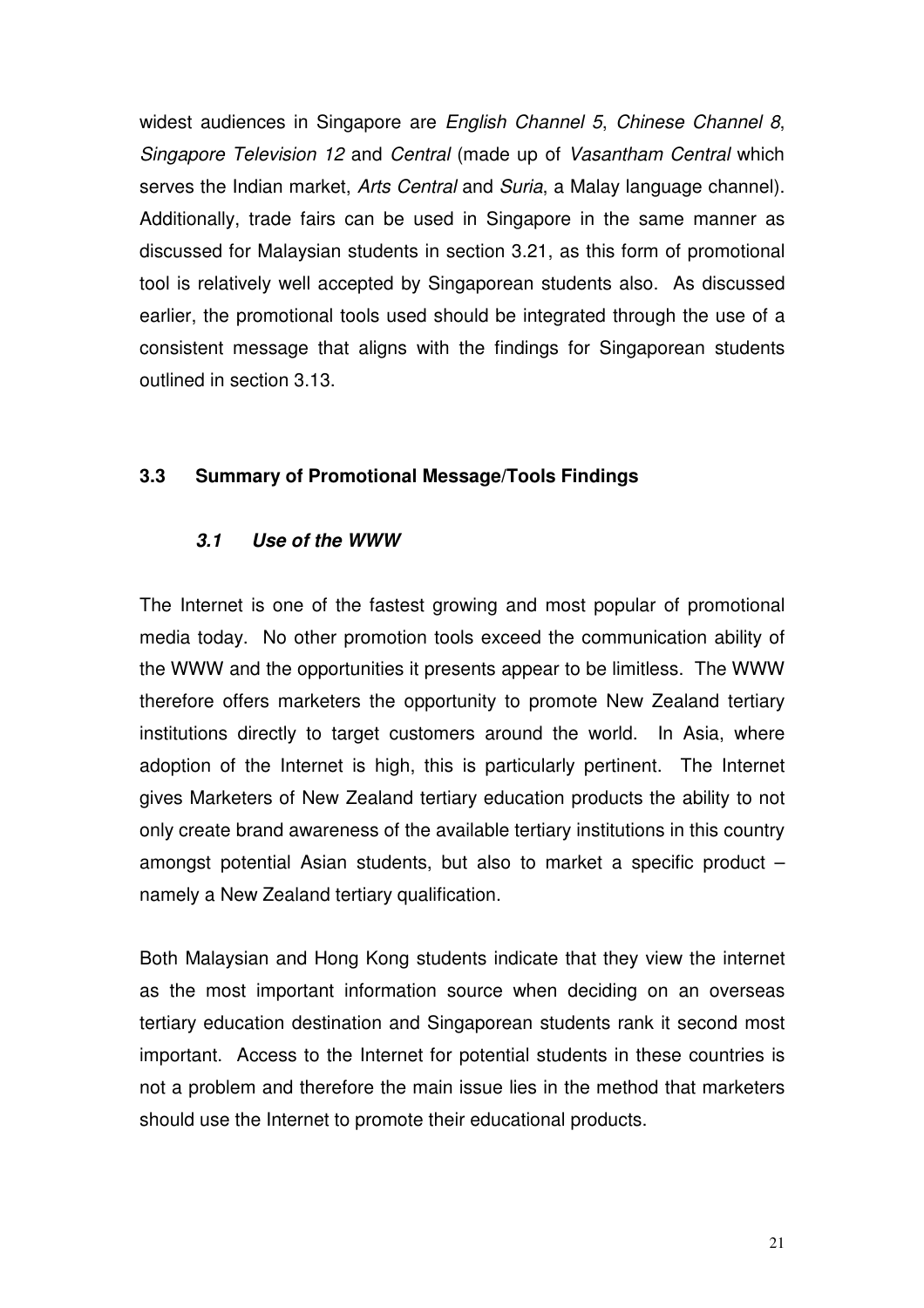widest audiences in Singapore are *English Channel 5*, *Chinese Channel 8*, *Singapore Television 12* and *Central* (made up of *Vasantham Central* which serves the Indian market, *Arts Central* and *Suria*, a Malay language channel). Additionally, trade fairs can be used in Singapore in the same manner as discussed for Malaysian students in section 3.21, as this form of promotional tool is relatively well accepted by Singaporean students also. As discussed earlier, the promotional tools used should be integrated through the use of a consistent message that aligns with the findings for Singaporean students outlined in section 3.13.

## 3.3 Summary of Promotional Message/Tools Findings

### *3.1 Use of the WWW*

The Internet is one of the fastest growing and most popular of promotional media today. No other promotion tools exceed the communication ability of the WWW and the opportunities it presents appear to be limitless. The WWW therefore offers marketers the opportunity to promote New Zealand tertiary institutions directly to target customers around the world. In Asia, where adoption of the Internet is high, this is particularly pertinent. The Internet gives Marketers of New Zealand tertiary education products the ability to not only create brand awareness of the available tertiary institutions in this country amongst potential Asian students, but also to market a specific product – namely a New Zealand tertiary qualification.

Both Malaysian and Hong Kong students indicate that they view the internet as the most important information source when deciding on an overseas tertiary education destination and Singaporean students rank it second most important. Access to the Internet for potential students in these countries is not a problem and therefore the main issue lies in the method that marketers should use the Internet to promote their educational products.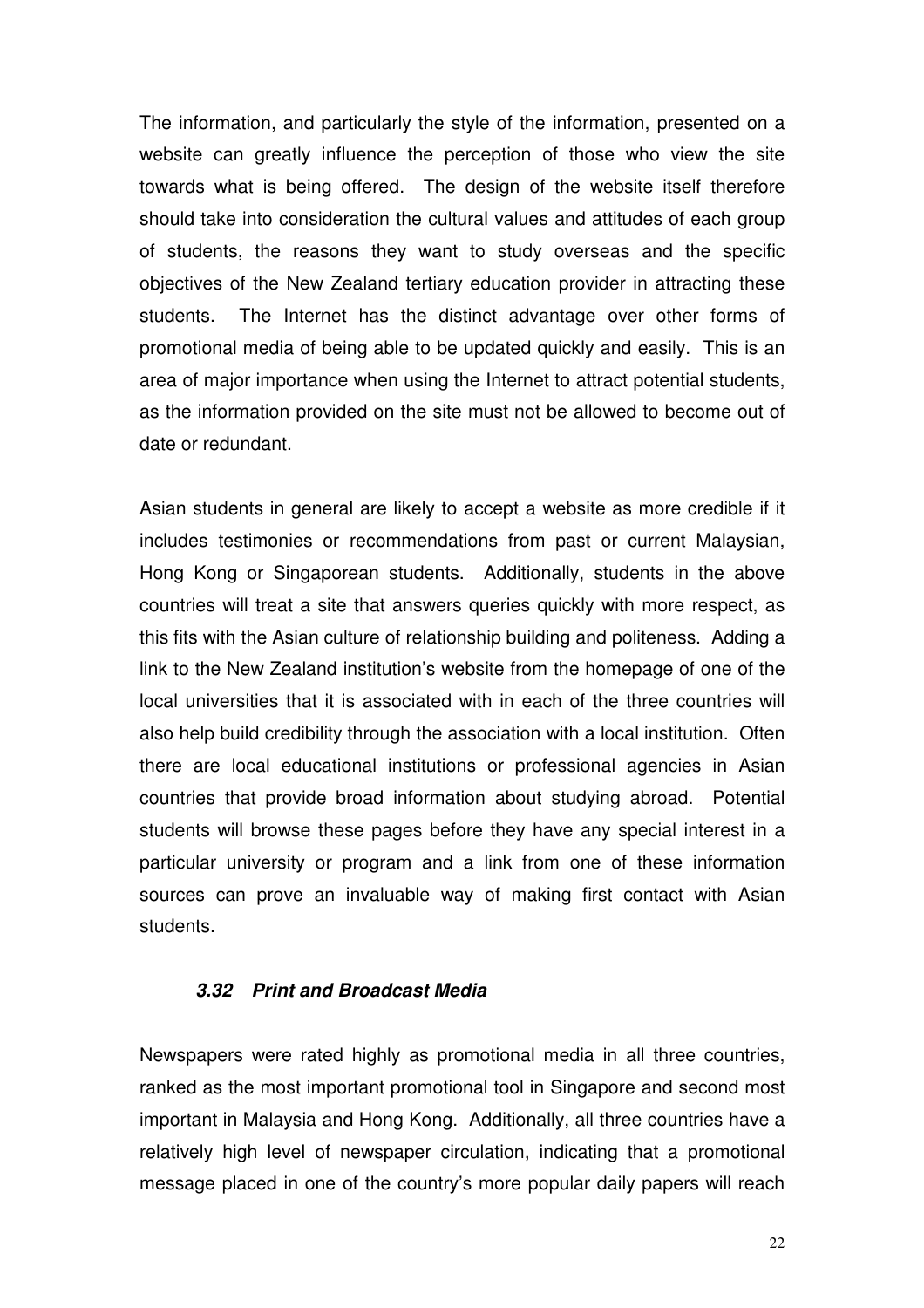The information, and particularly the style of the information, presented on a website can greatly influence the perception of those who view the site towards what is being offered. The design of the website itself therefore should take into consideration the cultural values and attitudes of each group of students, the reasons they want to study overseas and the specific objectives of the New Zealand tertiary education provider in attracting these students. The Internet has the distinct advantage over other forms of promotional media of being able to be updated quickly and easily. This is an area of major importance when using the Internet to attract potential students, as the information provided on the site must not be allowed to become out of date or redundant.

Asian students in general are likely to accept a website as more credible if it includes testimonies or recommendations from past or current Malaysian, Hong Kong or Singaporean students. Additionally, students in the above countries will treat a site that answers queries quickly with more respect, as this fits with the Asian culture of relationship building and politeness. Adding a link to the New Zealand institution's website from the homepage of one of the local universities that it is associated with in each of the three countries will also help build credibility through the association with a local institution. Often there are local educational institutions or professional agencies in Asian countries that provide broad information about studying abroad. Potential students will browse these pages before they have any special interest in a particular university or program and a link from one of these information sources can prove an invaluable way of making first contact with Asian students.

### *3.32 Print and Broadcast Media*

Newspapers were rated highly as promotional media in all three countries, ranked as the most important promotional tool in Singapore and second most important in Malaysia and Hong Kong. Additionally, all three countries have a relatively high level of newspaper circulation, indicating that a promotional message placed in one of the country's more popular daily papers will reach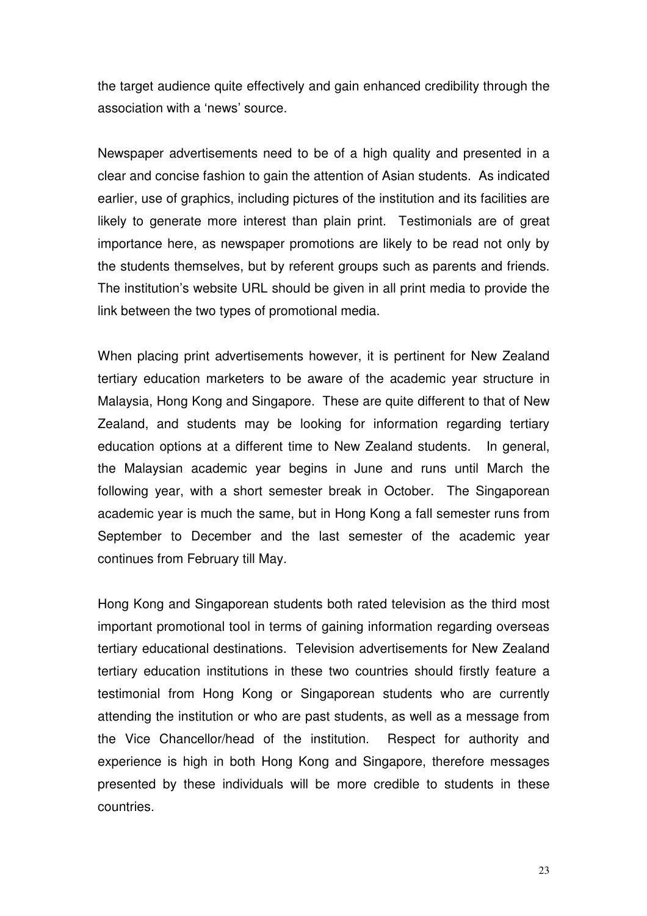the target audience quite effectively and gain enhanced credibility through the association with a 'news' source.

Newspaper advertisements need to be of a high quality and presented in a clear and concise fashion to gain the attention of Asian students. As indicated earlier, use of graphics, including pictures of the institution and its facilities are likely to generate more interest than plain print. Testimonials are of great importance here, as newspaper promotions are likely to be read not only by the students themselves, but by referent groups such as parents and friends. The institution's website URL should be given in all print media to provide the link between the two types of promotional media.

When placing print advertisements however, it is pertinent for New Zealand tertiary education marketers to be aware of the academic year structure in Malaysia, Hong Kong and Singapore. These are quite different to that of New Zealand, and students may be looking for information regarding tertiary education options at a different time to New Zealand students. In general, the Malaysian academic year begins in June and runs until March the following year, with a short semester break in October. The Singaporean academic year is much the same, but in Hong Kong a fall semester runs from September to December and the last semester of the academic year continues from February till May.

Hong Kong and Singaporean students both rated television as the third most important promotional tool in terms of gaining information regarding overseas tertiary educational destinations. Television advertisements for New Zealand tertiary education institutions in these two countries should firstly feature a testimonial from Hong Kong or Singaporean students who are currently attending the institution or who are past students, as well as a message from the Vice Chancellor/head of the institution. Respect for authority and experience is high in both Hong Kong and Singapore, therefore messages presented by these individuals will be more credible to students in these countries.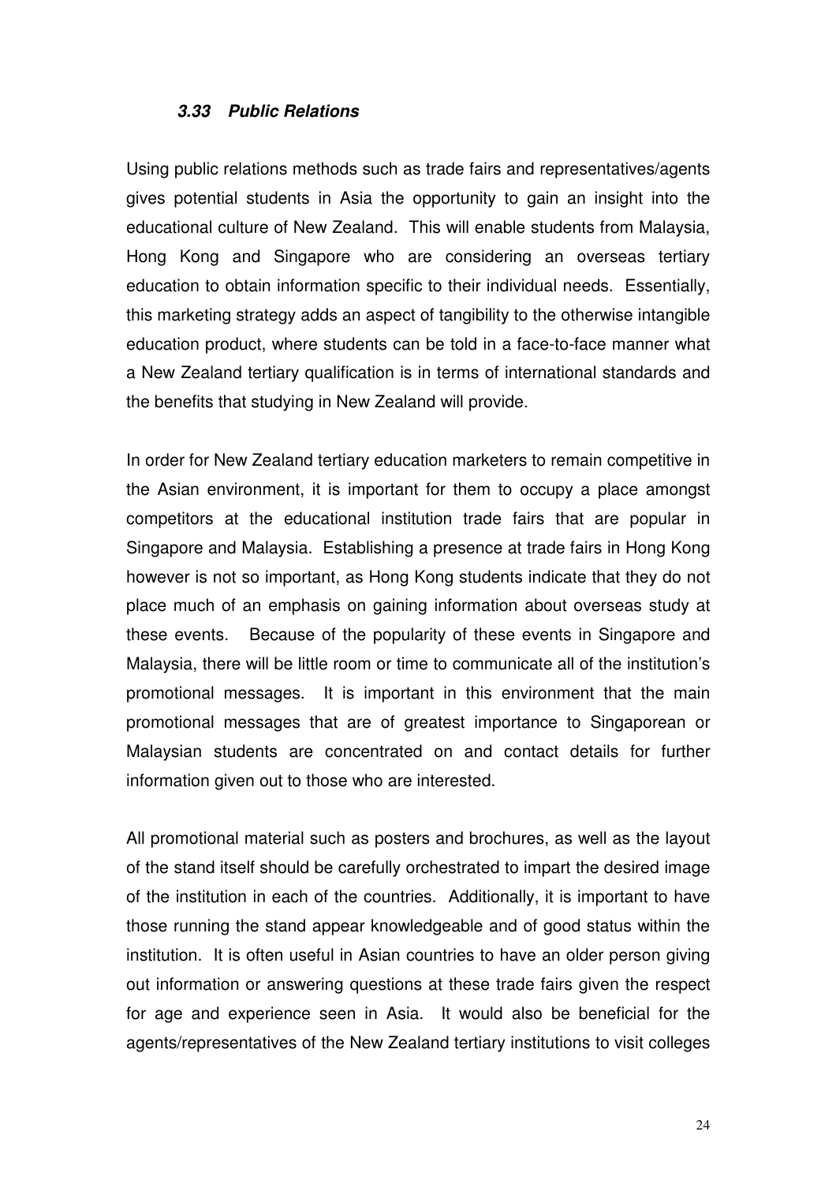### *3.33 Public Relations*

Using public relations methods such as trade fairs and representatives/agents gives potential students in Asia the opportunity to gain an insight into the educational culture of New Zealand. This will enable students from Malaysia, Hong Kong and Singapore who are considering an overseas tertiary education to obtain information specific to their individual needs. Essentially, this marketing strategy adds an aspect of tangibility to the otherwise intangible education product, where students can be told in a face-to-face manner what a New Zealand tertiary qualification is in terms of international standards and the benefits that studying in New Zealand will provide.

In order for New Zealand tertiary education marketers to remain competitive in the Asian environment, it is important for them to occupy a place amongst competitors at the educational institution trade fairs that are popular in Singapore and Malaysia. Establishing a presence at trade fairs in Hong Kong however is not so important, as Hong Kong students indicate that they do not place much of an emphasis on gaining information about overseas study at these events. Because of the popularity of these events in Singapore and Malaysia, there will be little room or time to communicate all of the institution's promotional messages. It is important in this environment that the main promotional messages that are of greatest importance to Singaporean or Malaysian students are concentrated on and contact details for further information given out to those who are interested.

All promotional material such as posters and brochures, as well as the layout of the stand itself should be carefully orchestrated to impart the desired image of the institution in each of the countries. Additionally, it is important to have those running the stand appear knowledgeable and of good status within the institution. It is often useful in Asian countries to have an older person giving out information or answering questions at these trade fairs given the respect for age and experience seen in Asia. It would also be beneficial for the agents/representatives of the New Zealand tertiary institutions to visit colleges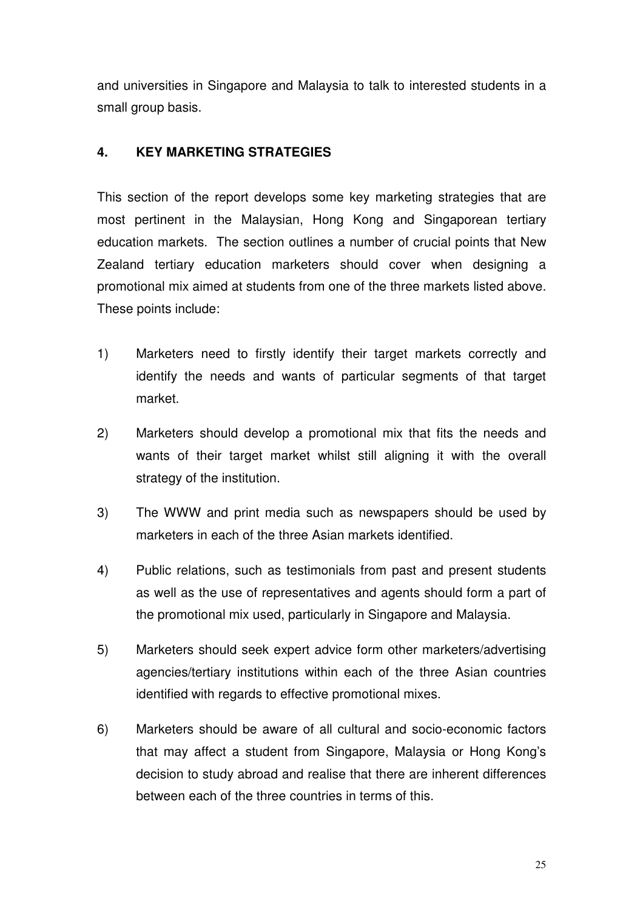and universities in Singapore and Malaysia to talk to interested students in a small group basis.

## 4. KEY MARKETING STRATEGIES

This section of the report develops some key marketing strategies that are most pertinent in the Malaysian, Hong Kong and Singaporean tertiary education markets. The section outlines a number of crucial points that New Zealand tertiary education marketers should cover when designing a promotional mix aimed at students from one of the three markets listed above. These points include:

1) Marketers need to firstly identify their target markets correctly and identify the needs and wants of particular segments of that target market.

2) Marketers should develop a promotional mix that fits the needs and wants of their target market whilst still aligning it with the overall strategy of the institution.

3) The WWW and print media such as newspapers should be used by marketers in each of the three Asian markets identified.

4) Public relations, such as testimonials from past and present students as well as the use of representatives and agents should form a part of the promotional mix used, particularly in Singapore and Malaysia.

5) Marketers should seek expert advice form other marketers/advertising agencies/tertiary institutions within each of the three Asian countries identified with regards to effective promotional mixes.

6) Marketers should be aware of all cultural and socio-economic factors that may affect a student from Singapore, Malaysia or Hong Kong's decision to study abroad and realise that there are inherent differences between each of the three countries in terms of this.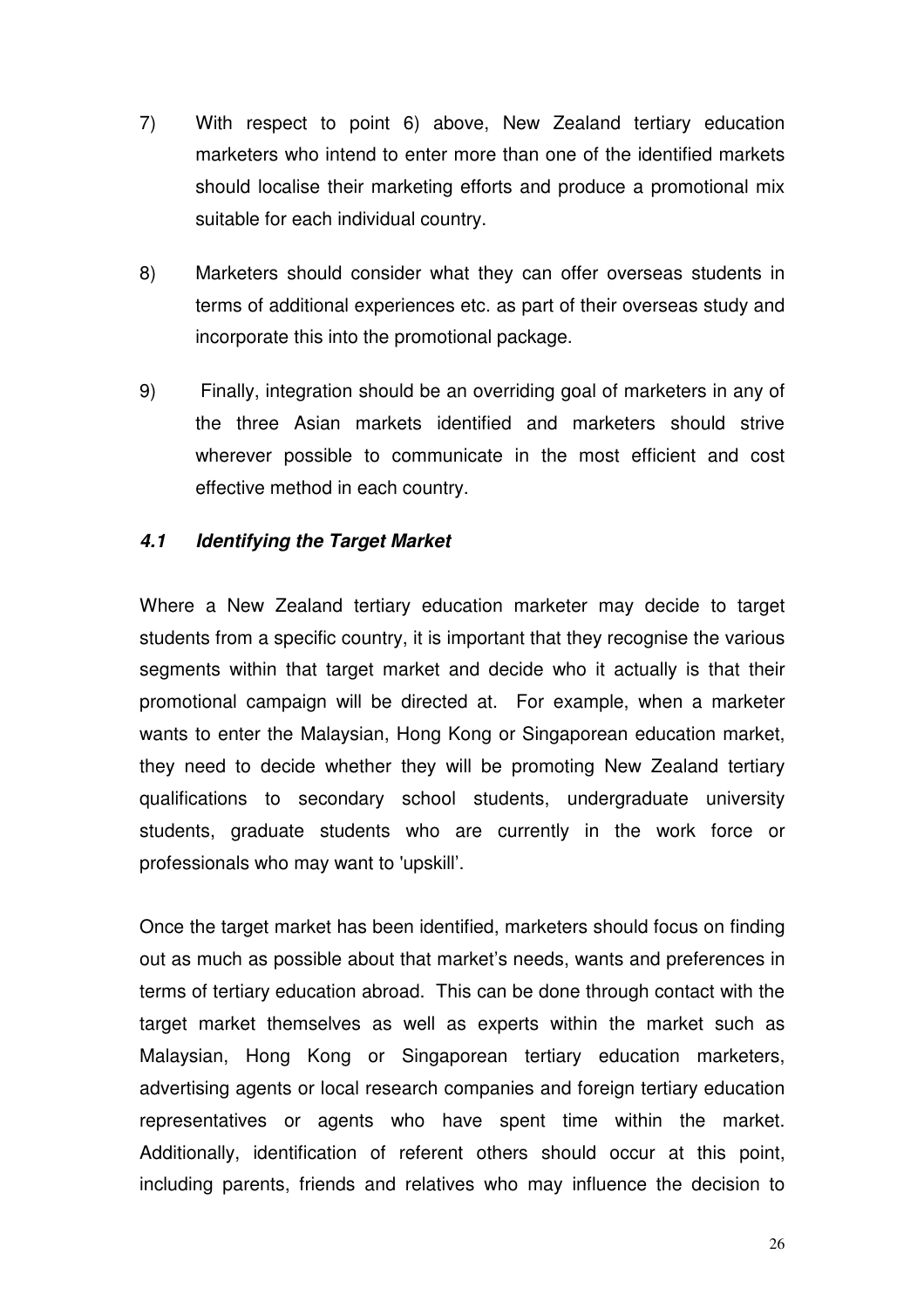7) With respect to point 6) above, New Zealand tertiary education marketers who intend to enter more than one of the identified markets should localise their marketing efforts and produce a promotional mix suitable for each individual country.

8) Marketers should consider what they can offer overseas students in terms of additional experiences etc. as part of their overseas study and incorporate this into the promotional package.

9) Finally, integration should be an overriding goal of marketers in any of the three Asian markets identified and marketers should strive wherever possible to communicate in the most efficient and cost effective method in each country.

### ***4.1 Identifying the Target Market***

Where a New Zealand tertiary education marketer may decide to target students from a specific country, it is important that they recognise the various segments within that target market and decide who it actually is that their promotional campaign will be directed at. For example, when a marketer wants to enter the Malaysian, Hong Kong or Singaporean education market, they need to decide whether they will be promoting New Zealand tertiary qualifications to secondary school students, undergraduate university students, graduate students who are currently in the work force or professionals who may want to 'upskill'.

Once the target market has been identified, marketers should focus on finding out as much as possible about that market's needs, wants and preferences in terms of tertiary education abroad. This can be done through contact with the target market themselves as well as experts within the market such as Malaysian, Hong Kong or Singaporean tertiary education marketers, advertising agents or local research companies and foreign tertiary education representatives or agents who have spent time within the market. Additionally, identification of referent others should occur at this point, including parents, friends and relatives who may influence the decision to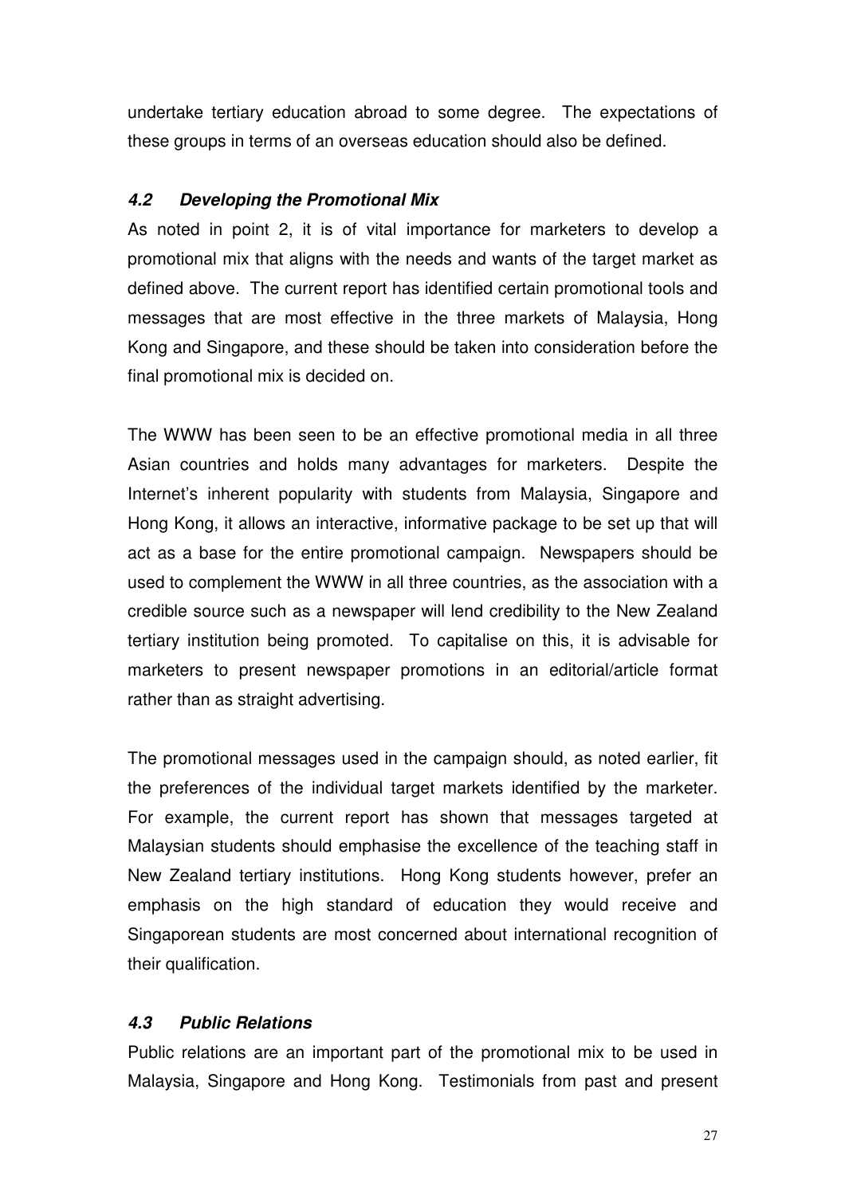undertake tertiary education abroad to some degree. The expectations of these groups in terms of an overseas education should also be defined.

### *4.2 Developing the Promotional Mix*

As noted in point 2, it is of vital importance for marketers to develop a promotional mix that aligns with the needs and wants of the target market as defined above. The current report has identified certain promotional tools and messages that are most effective in the three markets of Malaysia, Hong Kong and Singapore, and these should be taken into consideration before the final promotional mix is decided on.

The WWW has been seen to be an effective promotional media in all three Asian countries and holds many advantages for marketers. Despite the Internet's inherent popularity with students from Malaysia, Singapore and Hong Kong, it allows an interactive, informative package to be set up that will act as a base for the entire promotional campaign. Newspapers should be used to complement the WWW in all three countries, as the association with a credible source such as a newspaper will lend credibility to the New Zealand tertiary institution being promoted. To capitalise on this, it is advisable for marketers to present newspaper promotions in an editorial/article format rather than as straight advertising.

The promotional messages used in the campaign should, as noted earlier, fit the preferences of the individual target markets identified by the marketer. For example, the current report has shown that messages targeted at Malaysian students should emphasise the excellence of the teaching staff in New Zealand tertiary institutions. Hong Kong students however, prefer an emphasis on the high standard of education they would receive and Singaporean students are most concerned about international recognition of their qualification.

### *4.3 Public Relations*

Public relations are an important part of the promotional mix to be used in Malaysia, Singapore and Hong Kong. Testimonials from past and present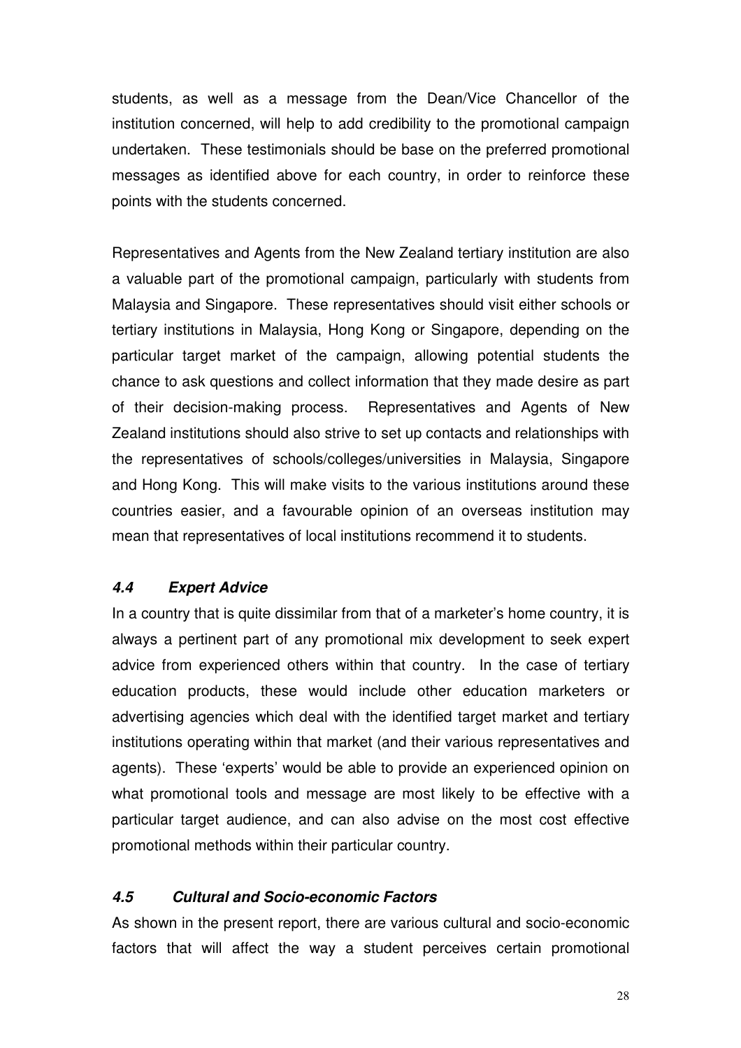students, as well as a message from the Dean/Vice Chancellor of the institution concerned, will help to add credibility to the promotional campaign undertaken. These testimonials should be base on the preferred promotional messages as identified above for each country, in order to reinforce these points with the students concerned.

Representatives and Agents from the New Zealand tertiary institution are also a valuable part of the promotional campaign, particularly with students from Malaysia and Singapore. These representatives should visit either schools or tertiary institutions in Malaysia, Hong Kong or Singapore, depending on the particular target market of the campaign, allowing potential students the chance to ask questions and collect information that they made desire as part of their decision-making process. Representatives and Agents of New Zealand institutions should also strive to set up contacts and relationships with the representatives of schools/colleges/universities in Malaysia, Singapore and Hong Kong. This will make visits to the various institutions around these countries easier, and a favourable opinion of an overseas institution may mean that representatives of local institutions recommend it to students.

### *4.4 Expert Advice*

In a country that is quite dissimilar from that of a marketer's home country, it is always a pertinent part of any promotional mix development to seek expert advice from experienced others within that country. In the case of tertiary education products, these would include other education marketers or advertising agencies which deal with the identified target market and tertiary institutions operating within that market (and their various representatives and agents). These 'experts' would be able to provide an experienced opinion on what promotional tools and message are most likely to be effective with a particular target audience, and can also advise on the most cost effective promotional methods within their particular country.

### *4.5 Cultural and Socio-economic Factors*

As shown in the present report, there are various cultural and socio-economic factors that will affect the way a student perceives certain promotional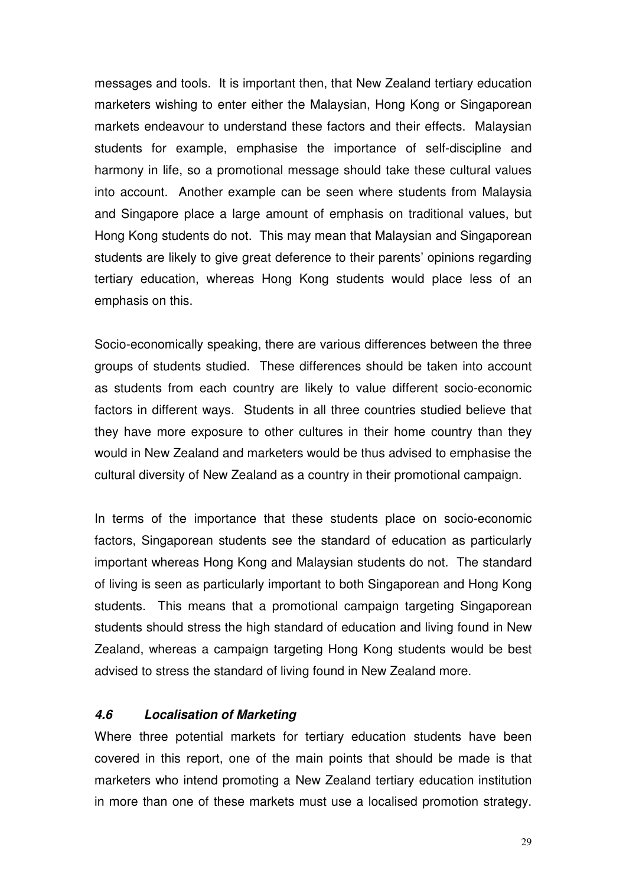messages and tools. It is important then, that New Zealand tertiary education marketers wishing to enter either the Malaysian, Hong Kong or Singaporean markets endeavour to understand these factors and their effects. Malaysian students for example, emphasise the importance of self-discipline and harmony in life, so a promotional message should take these cultural values into account. Another example can be seen where students from Malaysia and Singapore place a large amount of emphasis on traditional values, but Hong Kong students do not. This may mean that Malaysian and Singaporean students are likely to give great deference to their parents' opinions regarding tertiary education, whereas Hong Kong students would place less of an emphasis on this.

Socio-economically speaking, there are various differences between the three groups of students studied. These differences should be taken into account as students from each country are likely to value different socio-economic factors in different ways. Students in all three countries studied believe that they have more exposure to other cultures in their home country than they would in New Zealand and marketers would be thus advised to emphasise the cultural diversity of New Zealand as a country in their promotional campaign.

In terms of the importance that these students place on socio-economic factors, Singaporean students see the standard of education as particularly important whereas Hong Kong and Malaysian students do not. The standard of living is seen as particularly important to both Singaporean and Hong Kong students. This means that a promotional campaign targeting Singaporean students should stress the high standard of education and living found in New Zealand, whereas a campaign targeting Hong Kong students would be best advised to stress the standard of living found in New Zealand more.

### ***4.6 Localisation of Marketing***

Where three potential markets for tertiary education students have been covered in this report, one of the main points that should be made is that marketers who intend promoting a New Zealand tertiary education institution in more than one of these markets must use a localised promotion strategy.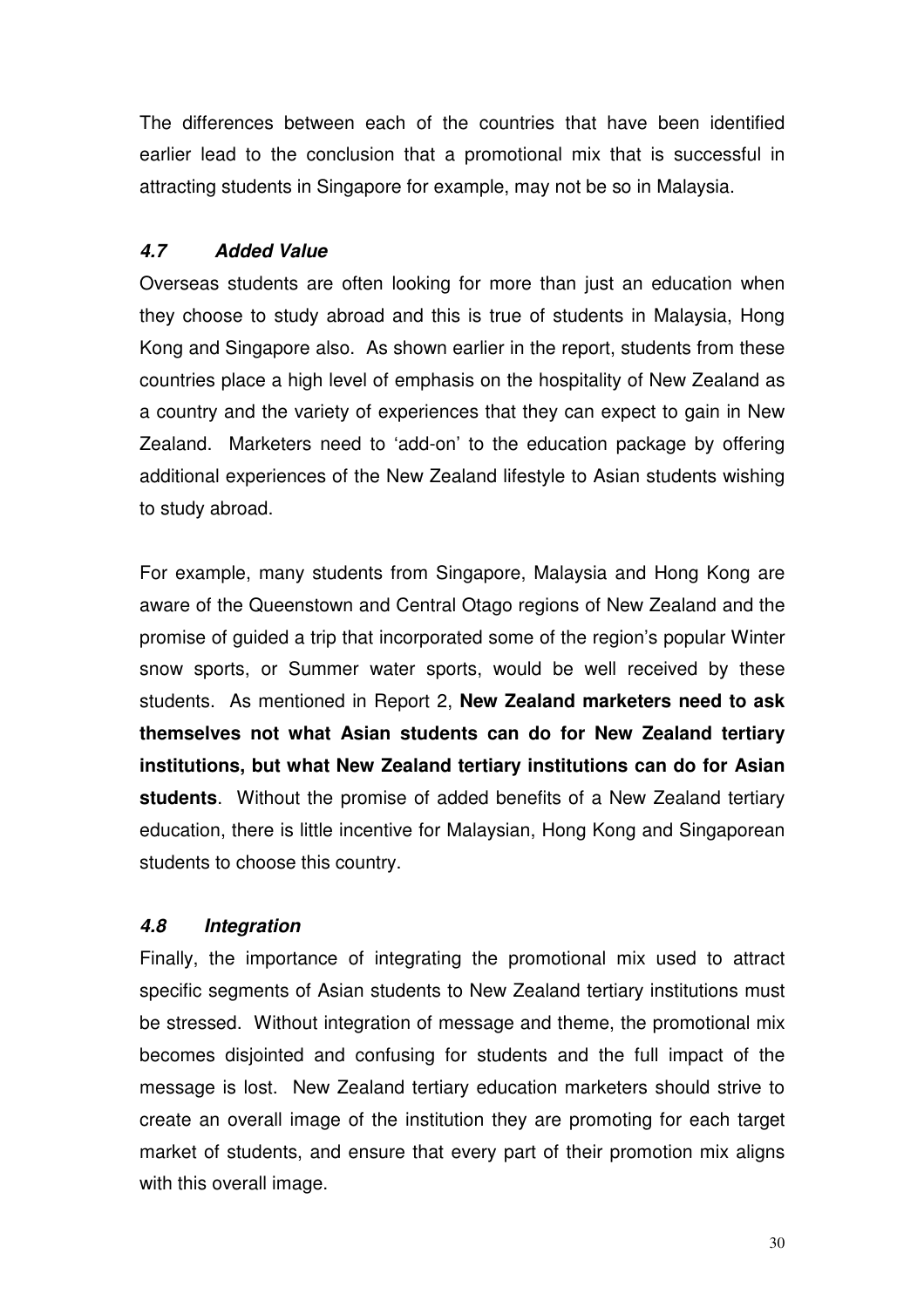The differences between each of the countries that have been identified earlier lead to the conclusion that a promotional mix that is successful in attracting students in Singapore for example, may not be so in Malaysia.

### *4.7 Added Value*

Overseas students are often looking for more than just an education when they choose to study abroad and this is true of students in Malaysia, Hong Kong and Singapore also. As shown earlier in the report, students from these countries place a high level of emphasis on the hospitality of New Zealand as a country and the variety of experiences that they can expect to gain in New Zealand. Marketers need to 'add-on' to the education package by offering additional experiences of the New Zealand lifestyle to Asian students wishing to study abroad.

For example, many students from Singapore, Malaysia and Hong Kong are aware of the Queenstown and Central Otago regions of New Zealand and the promise of guided a trip that incorporated some of the region's popular Winter snow sports, or Summer water sports, would be well received by these students. As mentioned in Report 2, **New Zealand marketers need to ask themselves not what Asian students can do for New Zealand tertiary institutions, but what New Zealand tertiary institutions can do for Asian students**. Without the promise of added benefits of a New Zealand tertiary education, there is little incentive for Malaysian, Hong Kong and Singaporean students to choose this country.

### *4.8 Integration*

Finally, the importance of integrating the promotional mix used to attract specific segments of Asian students to New Zealand tertiary institutions must be stressed. Without integration of message and theme, the promotional mix becomes disjointed and confusing for students and the full impact of the message is lost. New Zealand tertiary education marketers should strive to create an overall image of the institution they are promoting for each target market of students, and ensure that every part of their promotion mix aligns with this overall image.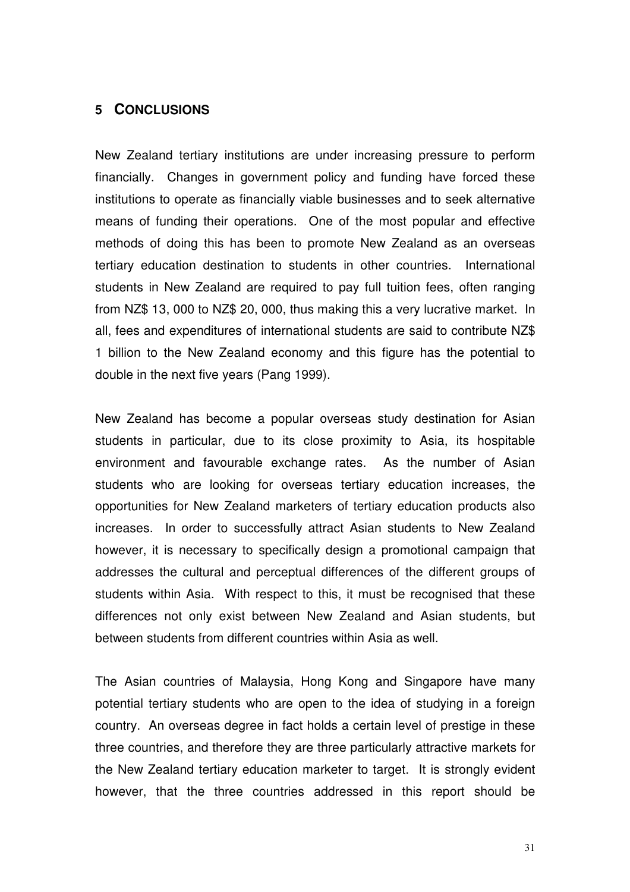## 5 CONCLUSIONS

New Zealand tertiary institutions are under increasing pressure to perform financially. Changes in government policy and funding have forced these institutions to operate as financially viable businesses and to seek alternative means of funding their operations. One of the most popular and effective methods of doing this has been to promote New Zealand as an overseas tertiary education destination to students in other countries. International students in New Zealand are required to pay full tuition fees, often ranging from NZ$ 13, 000 to NZ$ 20, 000, thus making this a very lucrative market. In all, fees and expenditures of international students are said to contribute NZ$ 1 billion to the New Zealand economy and this figure has the potential to double in the next five years (Pang 1999).

New Zealand has become a popular overseas study destination for Asian students in particular, due to its close proximity to Asia, its hospitable environment and favourable exchange rates. As the number of Asian students who are looking for overseas tertiary education increases, the opportunities for New Zealand marketers of tertiary education products also increases. In order to successfully attract Asian students to New Zealand however, it is necessary to specifically design a promotional campaign that addresses the cultural and perceptual differences of the different groups of students within Asia. With respect to this, it must be recognised that these differences not only exist between New Zealand and Asian students, but between students from different countries within Asia as well.

The Asian countries of Malaysia, Hong Kong and Singapore have many potential tertiary students who are open to the idea of studying in a foreign country. An overseas degree in fact holds a certain level of prestige in these three countries, and therefore they are three particularly attractive markets for the New Zealand tertiary education marketer to target. It is strongly evident however, that the three countries addressed in this report should be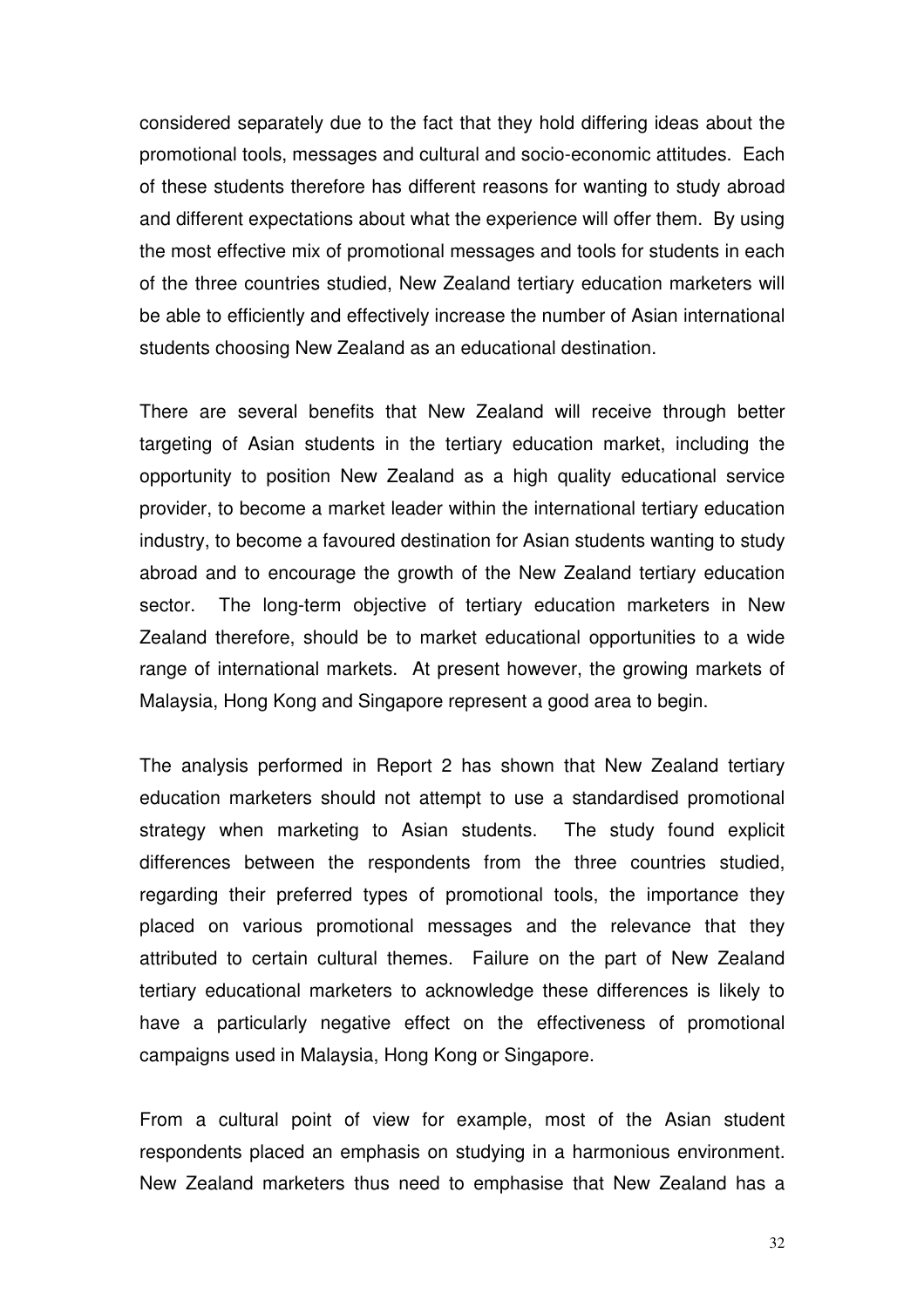considered separately due to the fact that they hold differing ideas about the promotional tools, messages and cultural and socio-economic attitudes. Each of these students therefore has different reasons for wanting to study abroad and different expectations about what the experience will offer them. By using the most effective mix of promotional messages and tools for students in each of the three countries studied, New Zealand tertiary education marketers will be able to efficiently and effectively increase the number of Asian international students choosing New Zealand as an educational destination.

There are several benefits that New Zealand will receive through better targeting of Asian students in the tertiary education market, including the opportunity to position New Zealand as a high quality educational service provider, to become a market leader within the international tertiary education industry, to become a favoured destination for Asian students wanting to study abroad and to encourage the growth of the New Zealand tertiary education sector. The long-term objective of tertiary education marketers in New Zealand therefore, should be to market educational opportunities to a wide range of international markets. At present however, the growing markets of Malaysia, Hong Kong and Singapore represent a good area to begin.

The analysis performed in Report 2 has shown that New Zealand tertiary education marketers should not attempt to use a standardised promotional strategy when marketing to Asian students. The study found explicit differences between the respondents from the three countries studied, regarding their preferred types of promotional tools, the importance they placed on various promotional messages and the relevance that they attributed to certain cultural themes. Failure on the part of New Zealand tertiary educational marketers to acknowledge these differences is likely to have a particularly negative effect on the effectiveness of promotional campaigns used in Malaysia, Hong Kong or Singapore.

From a cultural point of view for example, most of the Asian student respondents placed an emphasis on studying in a harmonious environment. New Zealand marketers thus need to emphasise that New Zealand has a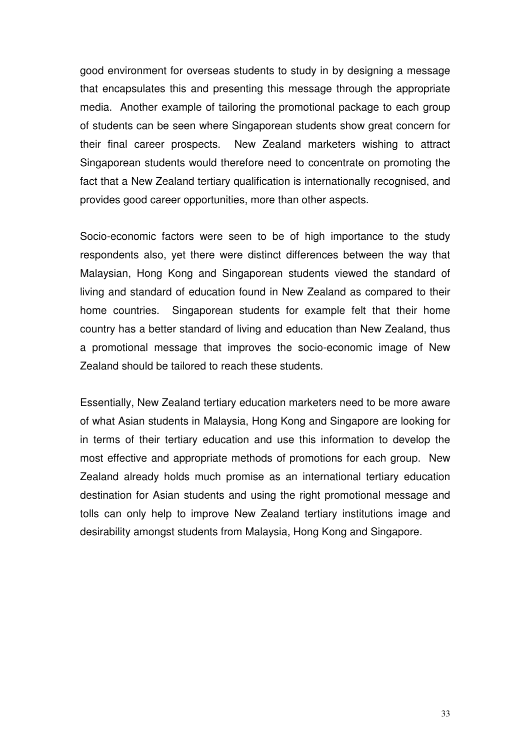good environment for overseas students to study in by designing a message that encapsulates this and presenting this message through the appropriate media. Another example of tailoring the promotional package to each group of students can be seen where Singaporean students show great concern for their final career prospects. New Zealand marketers wishing to attract Singaporean students would therefore need to concentrate on promoting the fact that a New Zealand tertiary qualification is internationally recognised, and provides good career opportunities, more than other aspects.

Socio-economic factors were seen to be of high importance to the study respondents also, yet there were distinct differences between the way that Malaysian, Hong Kong and Singaporean students viewed the standard of living and standard of education found in New Zealand as compared to their home countries. Singaporean students for example felt that their home country has a better standard of living and education than New Zealand, thus a promotional message that improves the socio-economic image of New Zealand should be tailored to reach these students.

Essentially, New Zealand tertiary education marketers need to be more aware of what Asian students in Malaysia, Hong Kong and Singapore are looking for in terms of their tertiary education and use this information to develop the most effective and appropriate methods of promotions for each group. New Zealand already holds much promise as an international tertiary education destination for Asian students and using the right promotional message and tolls can only help to improve New Zealand tertiary institutions image and desirability amongst students from Malaysia, Hong Kong and Singapore.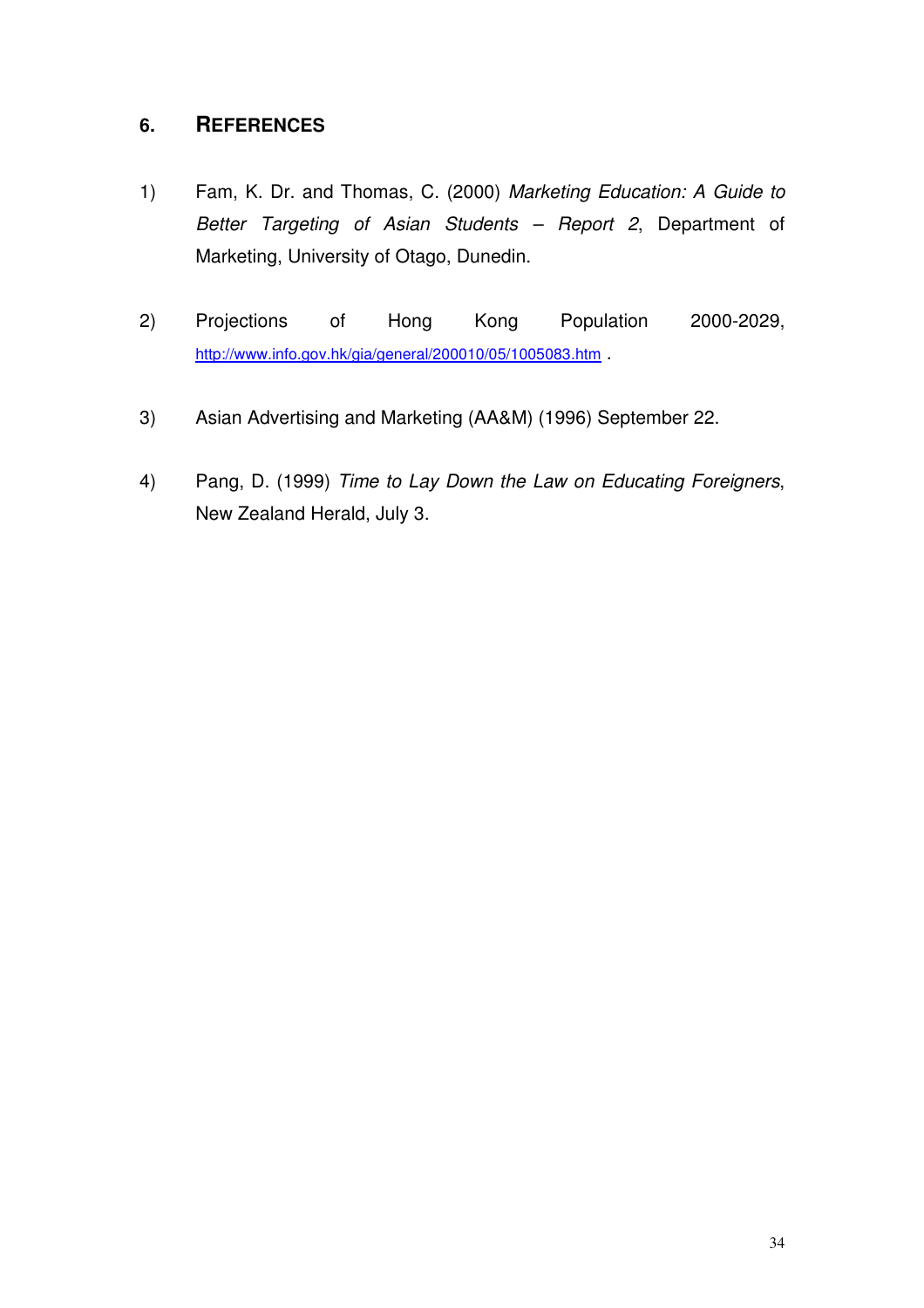## 6. REFERENCES

1) Fam, K. Dr. and Thomas, C. (2000) *Marketing Education: A Guide to Better Targeting of Asian Students – Report 2*, Department of Marketing, University of Otago, Dunedin.

2) Projections of Hong Kong Population 2000-2029, http://www.info.gov.hk/gia/general/200010/05/1005083.htm .

3) Asian Advertising and Marketing (AA&M) (1996) September 22.

4) Pang, D. (1999) *Time to Lay Down the Law on Educating Foreigners*, New Zealand Herald, July 3.